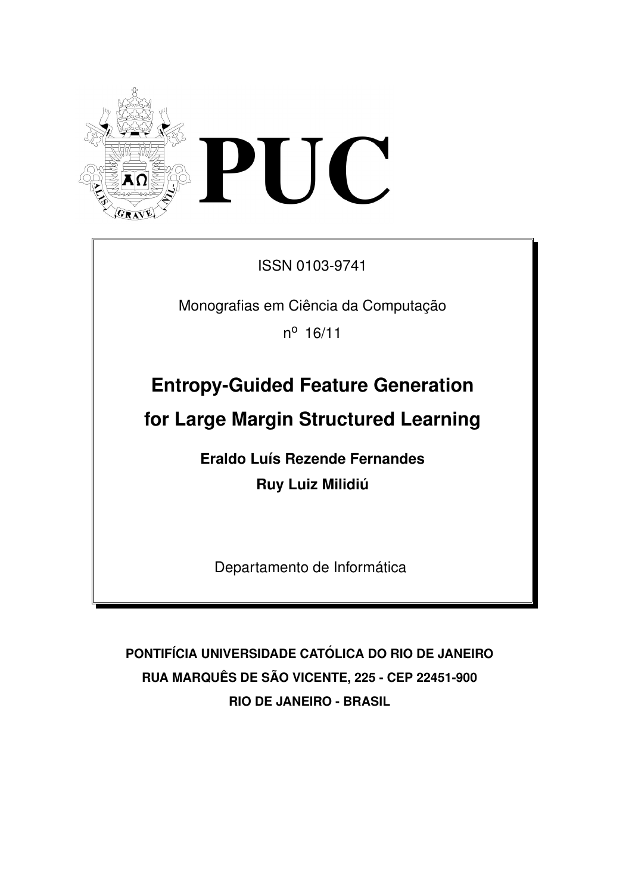# PUC

ISSN 0103-9741

Monografias em Ciência da Computação

nº 16/11

## Entropy-Guided Feature Generation for Large Margin Structured Learning

**Eraldo Luís Rezende Fernandes**

**Ruy Luiz Milidiú**

Departamento de Informática

**PONTIFÍCIA UNIVERSIDADE CATÓLICA DO RIO DE JANEIRO**

**RUA MARQUÊS DE SÃO VICENTE, 225 - CEP 22451-900**

**RIO DE JANEIRO - BRASIL**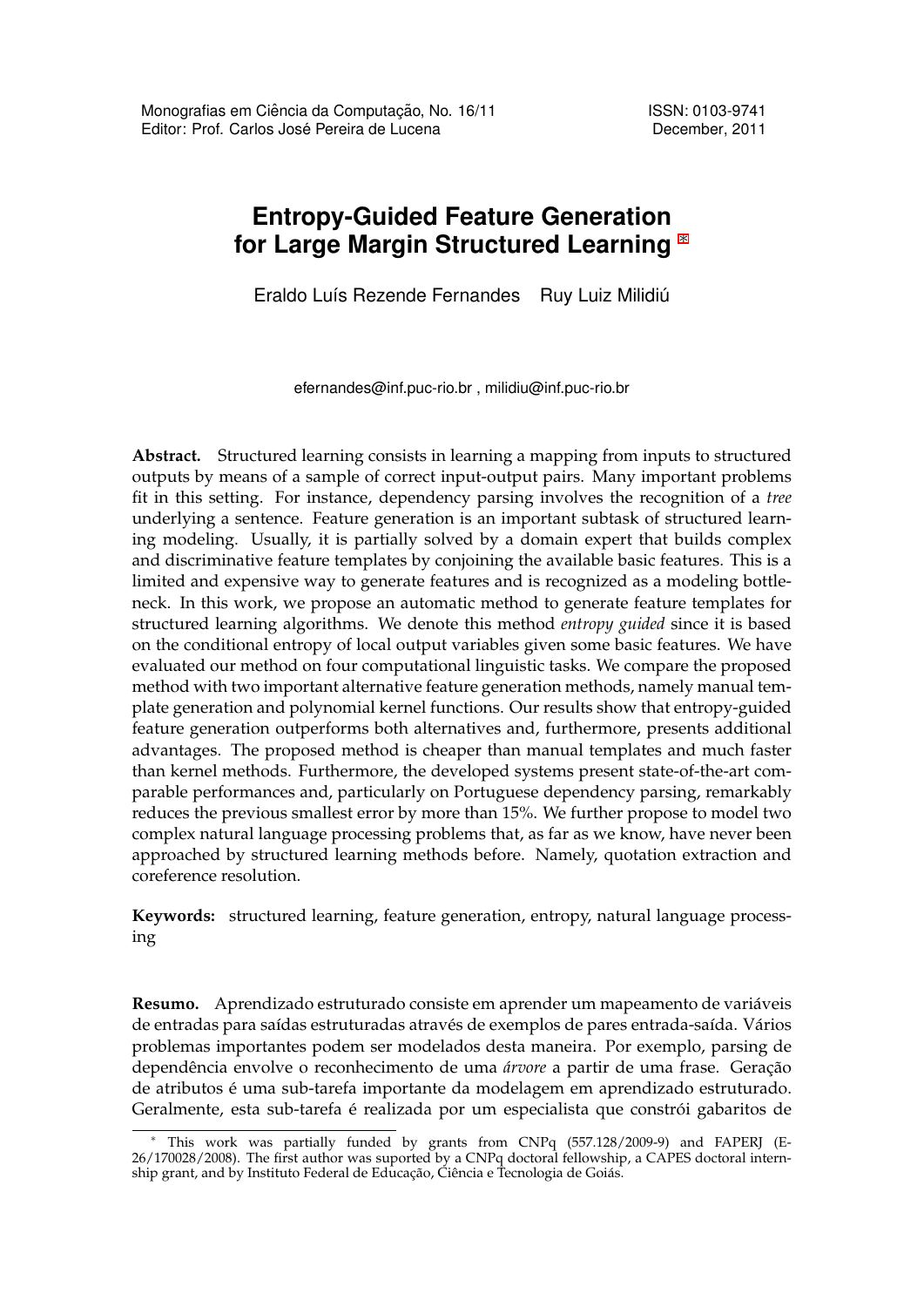Monografias em Ciência da Computação, No. 16/11 ISSN: 0103-9741
Editor: Prof. Carlos José Pereira de Lucena December, 2011

# Entropy-Guided Feature Generation for Large Margin Structured Learning [*]

Eraldo Luís Rezende Fernandes Ruy Luiz Milidiú

efernandes@inf.puc-rio.br , milidiu@inf.puc-rio.br

**Abstract.** Structured learning consists in learning a mapping from inputs to structured outputs by means of a sample of correct input-output pairs. Many important problems fit in this setting. For instance, dependency parsing involves the recognition of a *tree* underlying a sentence. Feature generation is an important subtask of structured learning modeling. Usually, it is partially solved by a domain expert that builds complex and discriminative feature templates by conjoining the available basic features. This is a limited and expensive way to generate features and is recognized as a modeling bottleneck. In this work, we propose an automatic method to generate feature templates for structured learning algorithms. We denote this method *entropy guided* since it is based on the conditional entropy of local output variables given some basic features. We have evaluated our method on four computational linguistic tasks. We compare the proposed method with two important alternative feature generation methods, namely manual template generation and polynomial kernel functions. Our results show that entropy-guided feature generation outperforms both alternatives and, furthermore, presents additional advantages. The proposed method is cheaper than manual templates and much faster than kernel methods. Furthermore, the developed systems present state-of-the-art comparable performances and, particularly on Portuguese dependency parsing, remarkably reduces the previous smallest error by more than 15%. We further propose to model two complex natural language processing problems that, as far as we know, have never been approached by structured learning methods before. Namely, quotation extraction and coreference resolution.

**Keywords:** structured learning, feature generation, entropy, natural language processing

**Resumo.** Aprendizado estruturado consiste em aprender um mapeamento de variáveis de entradas para saídas estruturadas através de exemplos de pares entrada-saída. Vários problemas importantes podem ser modelados desta maneira. Por exemplo, parsing de dependência envolve o reconhecimento de uma *árvore* a partir de uma frase. Geração de atributos é uma sub-tarefa importante da modelagem em aprendizado estruturado. Geralmente, esta sub-tarefa é realizada por um especialista que constrói gabaritos de

---

[*] This work was partially funded by grants from CNPq (557.128/2009-9) and FAPERJ (E-26/170028/2008). The first author was suported by a CNPq doctoral fellowship, a CAPES doctoral internship grant, and by Instituto Federal de Educação, Ciência e Tecnologia de Goiás.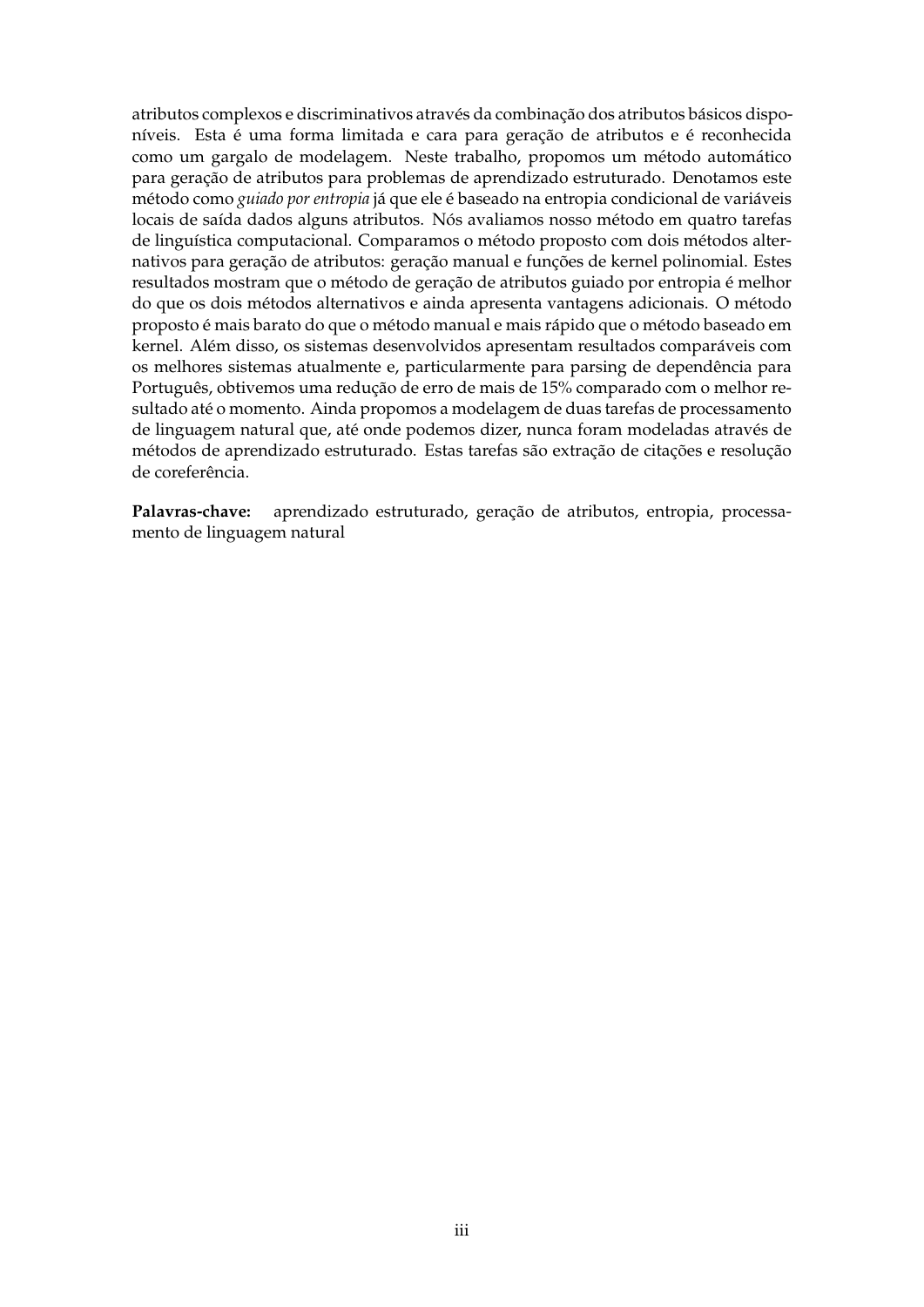atributos complexos e discriminativos através da combinação dos atributos básicos disponíveis. Esta é uma forma limitada e cara para geração de atributos e é reconhecida como um gargalo de modelagem. Neste trabalho, propomos um método automático para geração de atributos para problemas de aprendizado estruturado. Denotamos este método como *guiado por entropia* já que ele é baseado na entropia condicional de variáveis locais de saída dados alguns atributos. Nós avaliamos nosso método em quatro tarefas de linguística computacional. Comparamos o método proposto com dois métodos alternativos para geração de atributos: geração manual e funções de kernel polinomial. Estes resultados mostram que o método de geração de atributos guiado por entropia é melhor do que os dois métodos alternativos e ainda apresenta vantagens adicionais. O método proposto é mais barato do que o método manual e mais rápido que o método baseado em kernel. Além disso, os sistemas desenvolvidos apresentam resultados comparáveis com os melhores sistemas atualmente e, particularmente para parsing de dependência para Português, obtivemos uma redução de erro de mais de 15% comparado com o melhor resultado até o momento. Ainda propomos a modelagem de duas tarefas de processamento de linguagem natural que, até onde podemos dizer, nunca foram modeladas através de métodos de aprendizado estruturado. Estas tarefas são extração de citações e resolução de coreferência.

**Palavras-chave:** aprendizado estruturado, geração de atributos, entropia, processamento de linguagem natural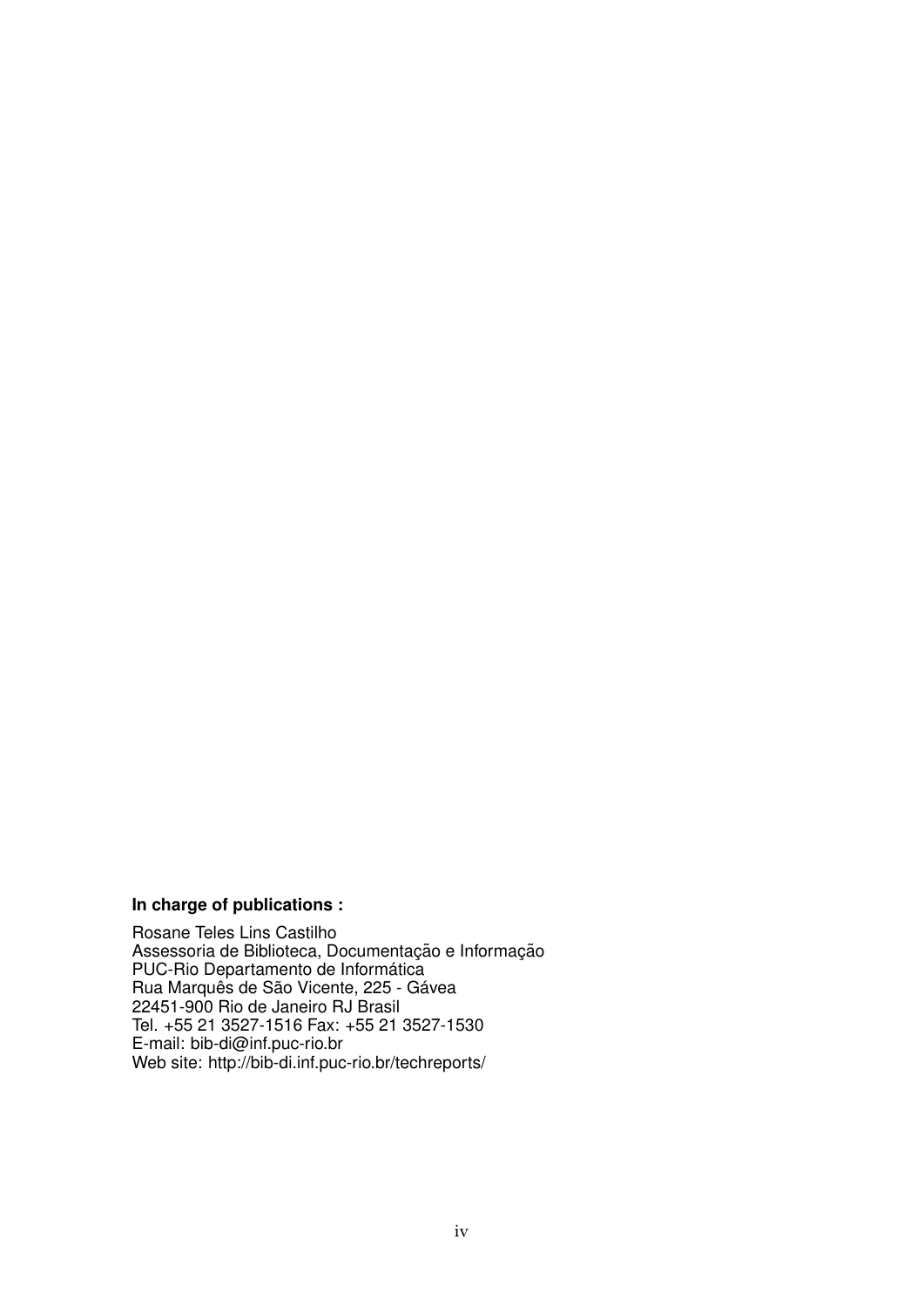**In charge of publications :**

Rosane Teles Lins Castilho
Assessoria de Biblioteca, Documentação e Informação
PUC-Rio Departamento de Informática
Rua Marquês de São Vicente, 225 - Gávea
22451-900 Rio de Janeiro RJ Brasil
Tel. +55 21 3527-1516 Fax: +55 21 3527-1530
E-mail: bib-di@inf.puc-rio.br
Web site: http://bib-di.inf.puc-rio.br/techreports/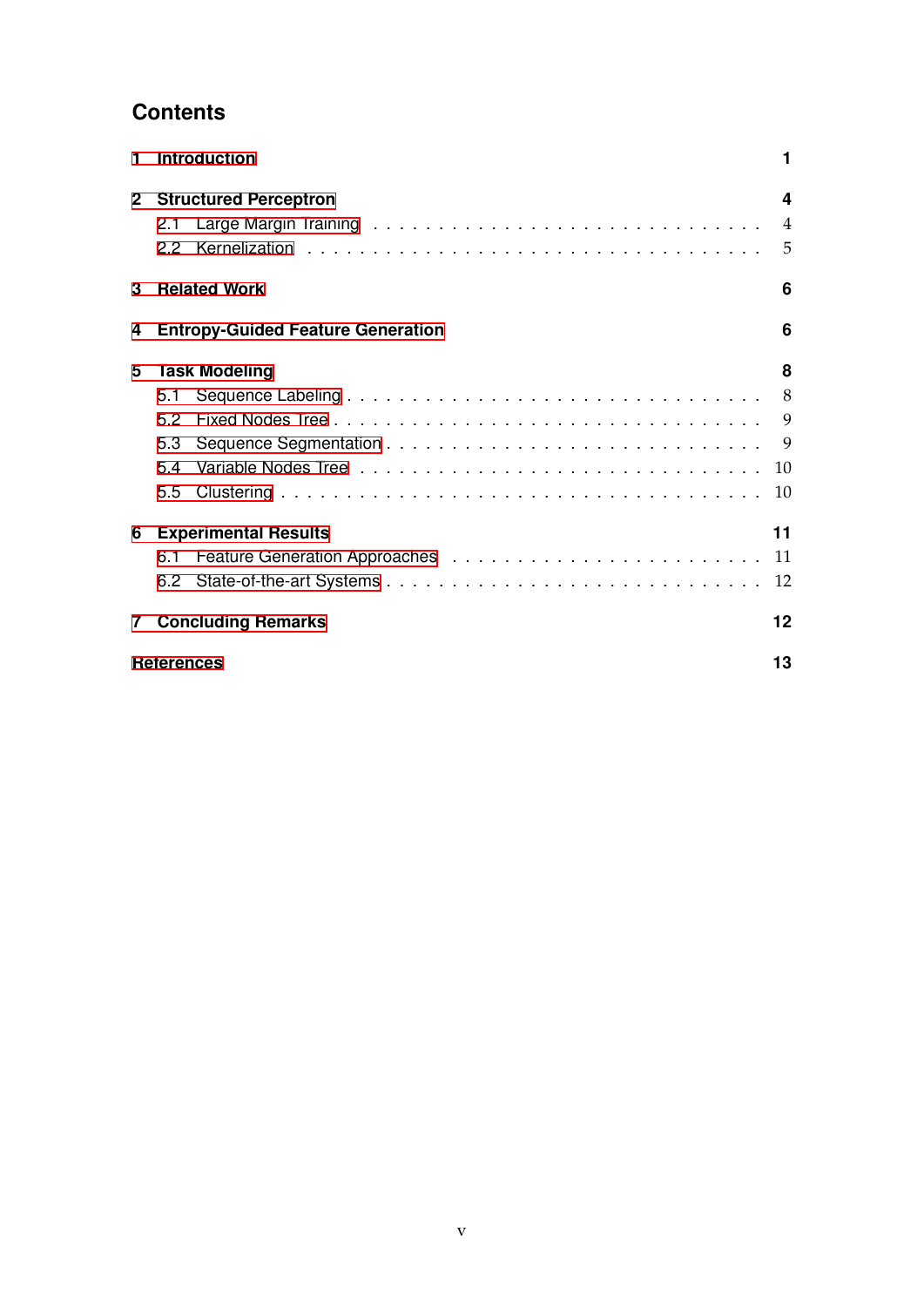# Contents

**1 Introduction** **1**

**2 Structured Perceptron** **4**

- 2.1 Large Margin Training . . . . . 4
- 2.2 Kernelization . . . . . 5

**3 Related Work** **6**

**4 Entropy-Guided Feature Generation** **6**

**5 Task Modeling** **8**

- 5.1 Sequence Labeling . . . . . 8
- 5.2 Fixed Nodes Tree . . . . . 9
- 5.3 Sequence Segmentation . . . . . 9
- 5.4 Variable Nodes Tree . . . . . 10
- 5.5 Clustering . . . . . 10

**6 Experimental Results** **11**

- 6.1 Feature Generation Approaches . . . . . 11
- 6.2 State-of-the-art Systems . . . . . 12

**7 Concluding Remarks** **12**

**References** **13**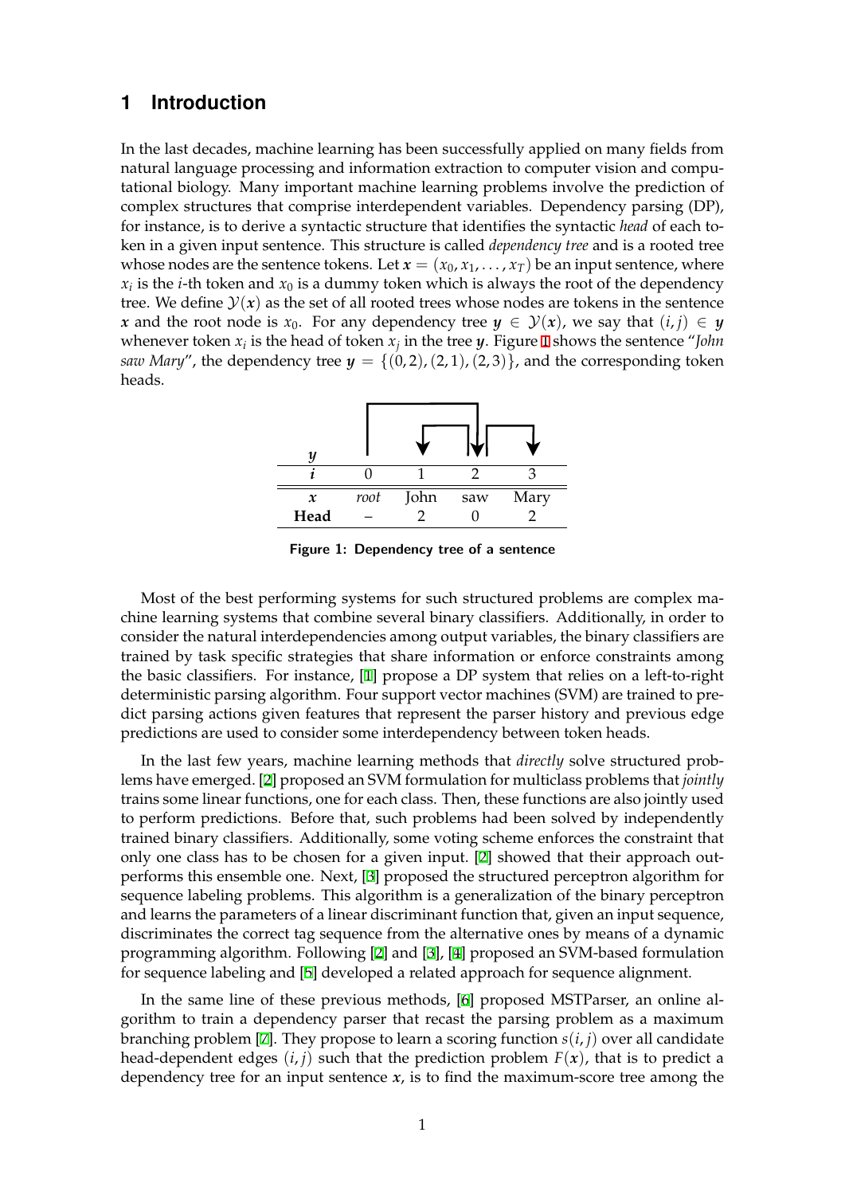## 1 Introduction

In the last decades, machine learning has been successfully applied on many fields from natural language processing and information extraction to computer vision and computational biology. Many important machine learning problems involve the prediction of complex structures that comprise interdependent variables. Dependency parsing (DP), for instance, is to derive a syntactic structure that identifies the syntactic *head* of each token in a given input sentence. This structure is called *dependency tree* and is a rooted tree whose nodes are the sentence tokens. Let $\boldsymbol{x} = (x_0, x_1, \ldots, x_T)$ be an input sentence, where $x_i$ is the $i$-th token and $x_0$ is a dummy token which is always the root of the dependency tree. We define $\mathcal{Y}(\boldsymbol{x})$ as the set of all rooted trees whose nodes are tokens in the sentence $\boldsymbol{x}$ and the root node is $x_0$. For any dependency tree $\boldsymbol{y} \in \mathcal{Y}(\boldsymbol{x})$, we say that $(i, j) \in \boldsymbol{y}$ whenever token $x_i$ is the head of token $x_j$ in the tree $\boldsymbol{y}$. Figure 1 shows the sentence "*John saw Mary*", the dependency tree $\boldsymbol{y} = \{(0,2), (2,1), (2,3)\}$, and the corresponding token heads.

| $\boldsymbol{y}$ | | | | |
|---|---|---|---|---|
| $\boldsymbol{i}$ | 0 | 1 | 2 | 3 |
| $\boldsymbol{x}$ | *root* | John | saw | Mary |
| **Head** | – | 2 | 0 | 2 |

**Figure 1: Dependency tree of a sentence**

Most of the best performing systems for such structured problems are complex machine learning systems that combine several binary classifiers. Additionally, in order to consider the natural interdependencies among output variables, the binary classifiers are trained by task specific strategies that share information or enforce constraints among the basic classifiers. For instance, [1] propose a DP system that relies on a left-to-right deterministic parsing algorithm. Four support vector machines (SVM) are trained to predict parsing actions given features that represent the parser history and previous edge predictions are used to consider some interdependency between token heads.

In the last few years, machine learning methods that *directly* solve structured problems have emerged. [2] proposed an SVM formulation for multiclass problems that *jointly* trains some linear functions, one for each class. Then, these functions are also jointly used to perform predictions. Before that, such problems had been solved by independently trained binary classifiers. Additionally, some voting scheme enforces the constraint that only one class has to be chosen for a given input. [2] showed that their approach outperforms this ensemble one. Next, [3] proposed the structured perceptron algorithm for sequence labeling problems. This algorithm is a generalization of the binary perceptron and learns the parameters of a linear discriminant function that, given an input sequence, discriminates the correct tag sequence from the alternative ones by means of a dynamic programming algorithm. Following [2] and [3], [4] proposed an SVM-based formulation for sequence labeling and [5] developed a related approach for sequence alignment.

In the same line of these previous methods, [6] proposed MSTParser, an online algorithm to train a dependency parser that recast the parsing problem as a maximum branching problem [7]. They propose to learn a scoring function $s(i, j)$ over all candidate head-dependent edges $(i, j)$ such that the prediction problem $F(\boldsymbol{x})$, that is to predict a dependency tree for an input sentence $\boldsymbol{x}$, is to find the maximum-score tree among the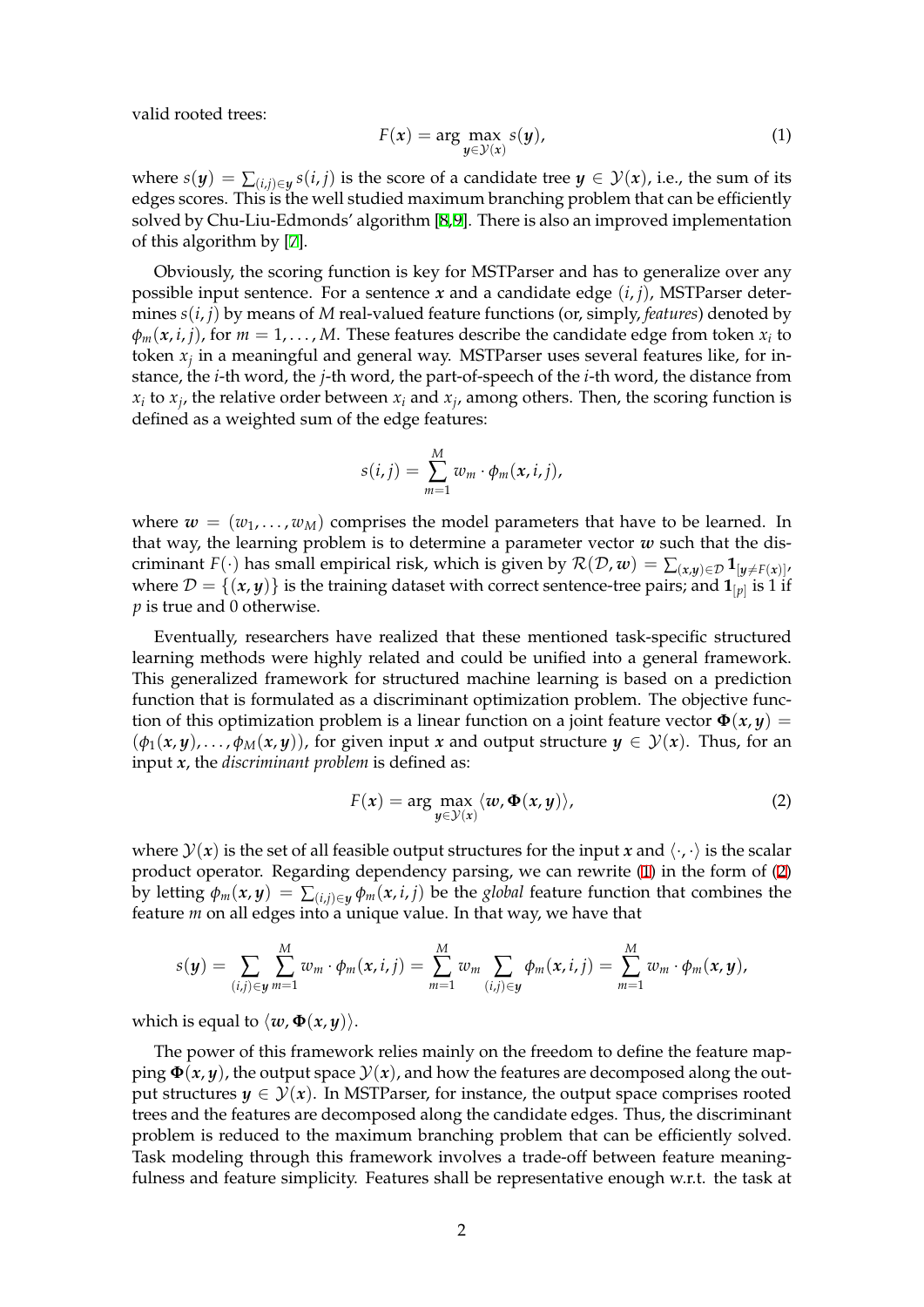valid rooted trees:

$$F(\boldsymbol{x}) = \arg \max_{\boldsymbol{y} \in \mathcal{Y}(\boldsymbol{x})} s(\boldsymbol{y}), \tag{1}$$

where $s(\boldsymbol{y}) = \sum_{(i,j) \in \boldsymbol{y}} s(i,j)$ is the score of a candidate tree $\boldsymbol{y} \in \mathcal{Y}(\boldsymbol{x})$, i.e., the sum of its edges scores. This is the well studied maximum branching problem that can be efficiently solved by Chu-Liu-Edmonds' algorithm [8,9]. There is also an improved implementation of this algorithm by [7].

Obviously, the scoring function is key for MSTParser and has to generalize over any possible input sentence. For a sentence $\boldsymbol{x}$ and a candidate edge $(i,j)$, MSTParser determines $s(i,j)$ by means of $M$ real-valued feature functions (or, simply, *features*) denoted by $\phi_m(\boldsymbol{x}, i, j)$, for $m = 1, \ldots, M$. These features describe the candidate edge from token $x_i$ to token $x_j$ in a meaningful and general way. MSTParser uses several features like, for instance, the $i$-th word, the $j$-th word, the part-of-speech of the $i$-th word, the distance from $x_i$ to $x_j$, the relative order between $x_i$ and $x_j$, among others. Then, the scoring function is defined as a weighted sum of the edge features:

$$s(i,j) = \sum_{m=1}^{M} w_m \cdot \phi_m(\boldsymbol{x}, i, j),$$

where $\boldsymbol{w} = (w_1, \ldots, w_M)$ comprises the model parameters that have to be learned. In that way, the learning problem is to determine a parameter vector $\boldsymbol{w}$ such that the discriminant $F(\cdot)$ has small empirical risk, which is given by $\mathcal{R}(\mathcal{D}, \boldsymbol{w}) = \sum_{(\boldsymbol{x},\boldsymbol{y}) \in \mathcal{D}} \mathbf{1}_{[\boldsymbol{y} \neq F(\boldsymbol{x})]}$, where $\mathcal{D} = \{(\boldsymbol{x}, \boldsymbol{y})\}$ is the training dataset with correct sentence-tree pairs; and $\mathbf{1}_{[p]}$ is 1 if $p$ is true and 0 otherwise.

Eventually, researchers have realized that these mentioned task-specific structured learning methods were highly related and could be unified into a general framework. This generalized framework for structured machine learning is based on a prediction function that is formulated as a discriminant optimization problem. The objective function of this optimization problem is a linear function on a joint feature vector $\boldsymbol{\Phi}(\boldsymbol{x}, \boldsymbol{y}) = (\phi_1(\boldsymbol{x}, \boldsymbol{y}), \ldots, \phi_M(\boldsymbol{x}, \boldsymbol{y}))$, for given input $\boldsymbol{x}$ and output structure $\boldsymbol{y} \in \mathcal{Y}(\boldsymbol{x})$. Thus, for an input $\boldsymbol{x}$, the *discriminant problem* is defined as:

$$F(\boldsymbol{x}) = \arg \max_{\boldsymbol{y} \in \mathcal{Y}(\boldsymbol{x})} \langle \boldsymbol{w}, \boldsymbol{\Phi}(\boldsymbol{x}, \boldsymbol{y}) \rangle, \tag{2}$$

where $\mathcal{Y}(\boldsymbol{x})$ is the set of all feasible output structures for the input $\boldsymbol{x}$ and $\langle \cdot, \cdot \rangle$ is the scalar product operator. Regarding dependency parsing, we can rewrite (1) in the form of (2) by letting $\phi_m(\boldsymbol{x}, \boldsymbol{y}) = \sum_{(i,j) \in \boldsymbol{y}} \phi_m(\boldsymbol{x}, i, j)$ be the *global* feature function that combines the feature $m$ on all edges into a unique value. In that way, we have that

$$s(\boldsymbol{y}) = \sum_{(i,j) \in \boldsymbol{y}} \sum_{m=1}^{M} w_m \cdot \phi_m(\boldsymbol{x}, i, j) = \sum_{m=1}^{M} w_m \sum_{(i,j) \in \boldsymbol{y}} \phi_m(\boldsymbol{x}, i, j) = \sum_{m=1}^{M} w_m \cdot \phi_m(\boldsymbol{x}, \boldsymbol{y}),$$

which is equal to $\langle \boldsymbol{w}, \boldsymbol{\Phi}(\boldsymbol{x}, \boldsymbol{y}) \rangle$.

The power of this framework relies mainly on the freedom to define the feature mapping $\boldsymbol{\Phi}(\boldsymbol{x}, \boldsymbol{y})$, the output space $\mathcal{Y}(\boldsymbol{x})$, and how the features are decomposed along the output structures $\boldsymbol{y} \in \mathcal{Y}(\boldsymbol{x})$. In MSTParser, for instance, the output space comprises rooted trees and the features are decomposed along the candidate edges. Thus, the discriminant problem is reduced to the maximum branching problem that can be efficiently solved. Task modeling through this framework involves a trade-off between feature meaningfulness and feature simplicity. Features shall be representative enough w.r.t. the task at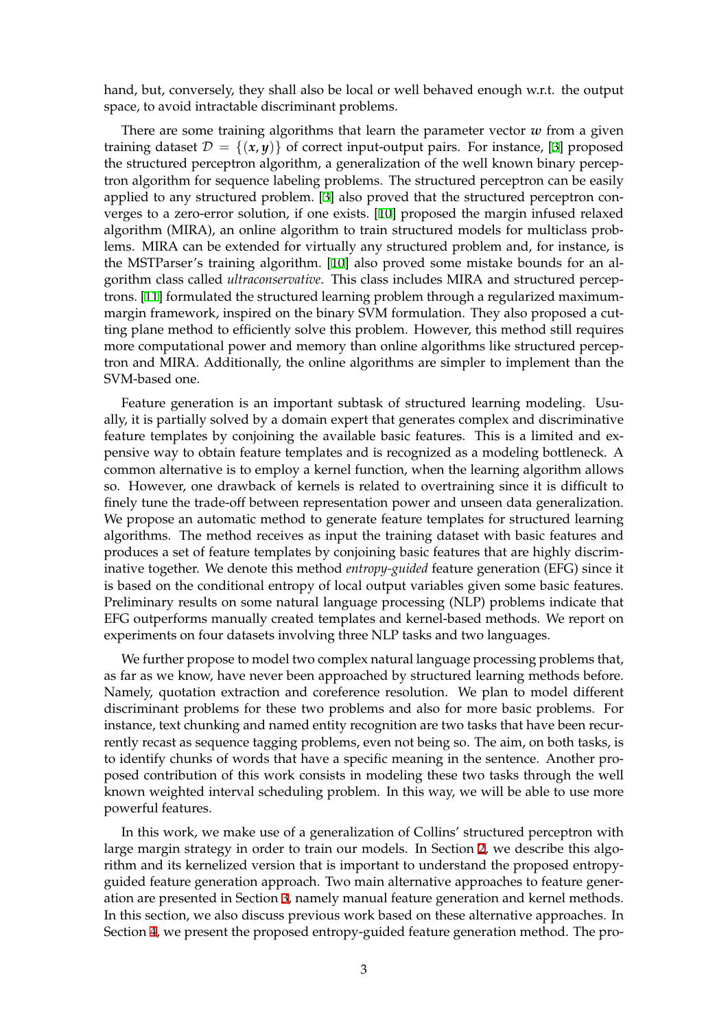hand, but, conversely, they shall also be local or well behaved enough w.r.t. the output space, to avoid intractable discriminant problems.

There are some training algorithms that learn the parameter vector $\boldsymbol{w}$ from a given training dataset $\mathcal{D} = \{(\boldsymbol{x}, \boldsymbol{y})\}$ of correct input-output pairs. For instance, [3] proposed the structured perceptron algorithm, a generalization of the well known binary perceptron algorithm for sequence labeling problems. The structured perceptron can be easily applied to any structured problem. [3] also proved that the structured perceptron converges to a zero-error solution, if one exists. [10] proposed the margin infused relaxed algorithm (MIRA), an online algorithm to train structured models for multiclass problems. MIRA can be extended for virtually any structured problem and, for instance, is the MSTParser's training algorithm. [10] also proved some mistake bounds for an algorithm class called *ultraconservative*. This class includes MIRA and structured perceptrons. [11] formulated the structured learning problem through a regularized maximum-margin framework, inspired on the binary SVM formulation. They also proposed a cutting plane method to efficiently solve this problem. However, this method still requires more computational power and memory than online algorithms like structured perceptron and MIRA. Additionally, the online algorithms are simpler to implement than the SVM-based one.

Feature generation is an important subtask of structured learning modeling. Usually, it is partially solved by a domain expert that generates complex and discriminative feature templates by conjoining the available basic features. This is a limited and expensive way to obtain feature templates and is recognized as a modeling bottleneck. A common alternative is to employ a kernel function, when the learning algorithm allows so. However, one drawback of kernels is related to overtraining since it is difficult to finely tune the trade-off between representation power and unseen data generalization. We propose an automatic method to generate feature templates for structured learning algorithms. The method receives as input the training dataset with basic features and produces a set of feature templates by conjoining basic features that are highly discriminative together. We denote this method *entropy-guided* feature generation (EFG) since it is based on the conditional entropy of local output variables given some basic features. Preliminary results on some natural language processing (NLP) problems indicate that EFG outperforms manually created templates and kernel-based methods. We report on experiments on four datasets involving three NLP tasks and two languages.

We further propose to model two complex natural language processing problems that, as far as we know, have never been approached by structured learning methods before. Namely, quotation extraction and coreference resolution. We plan to model different discriminant problems for these two problems and also for more basic problems. For instance, text chunking and named entity recognition are two tasks that have been recurrently recast as sequence tagging problems, even not being so. The aim, on both tasks, is to identify chunks of words that have a specific meaning in the sentence. Another proposed contribution of this work consists in modeling these two tasks through the well known weighted interval scheduling problem. In this way, we will be able to use more powerful features.

In this work, we make use of a generalization of Collins' structured perceptron with large margin strategy in order to train our models. In Section 2, we describe this algorithm and its kernelized version that is important to understand the proposed entropy-guided feature generation approach. Two main alternative approaches to feature generation are presented in Section 3, namely manual feature generation and kernel methods. In this section, we also discuss previous work based on these alternative approaches. In Section 4, we present the proposed entropy-guided feature generation method. The pro-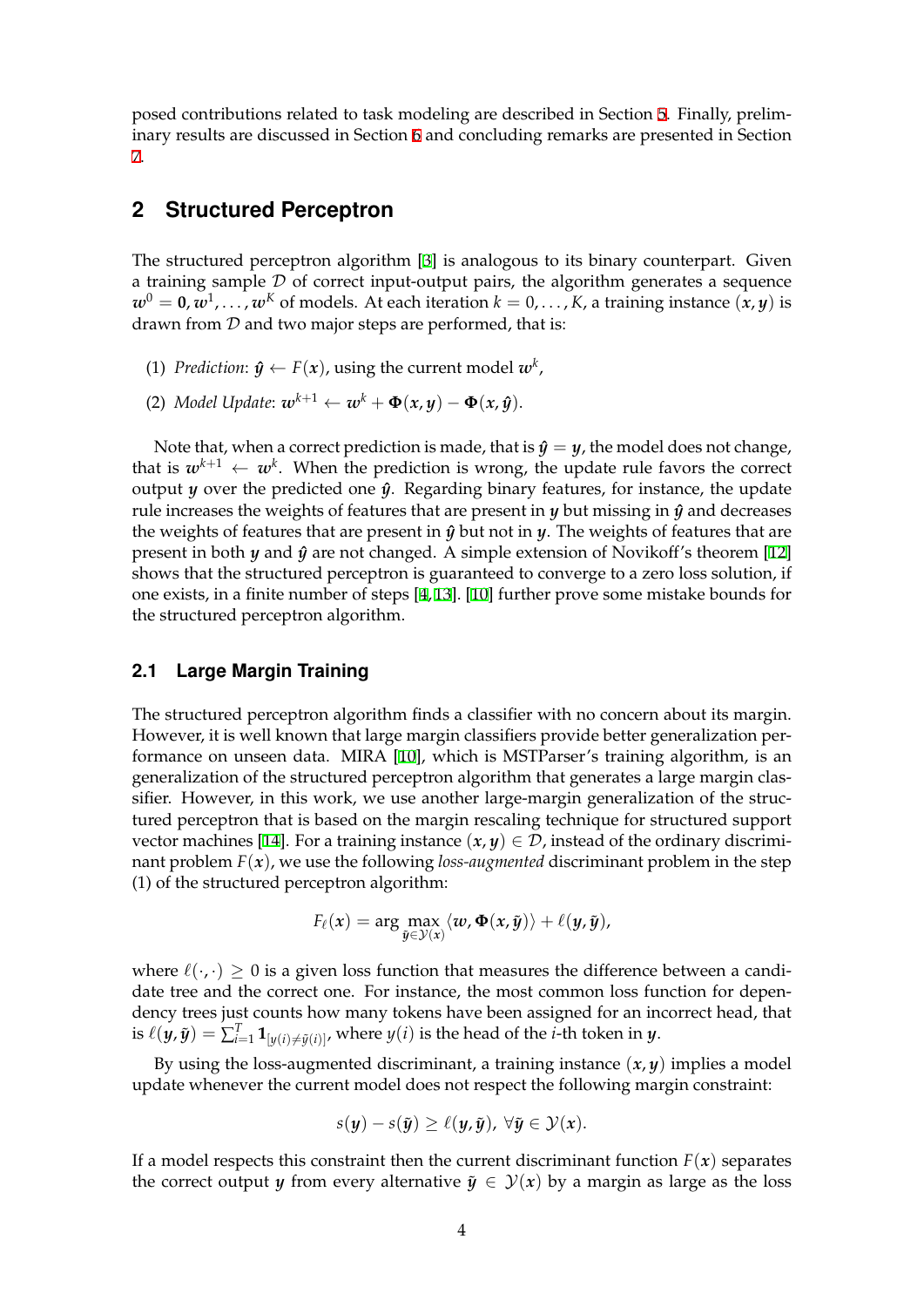posed contributions related to task modeling are described in Section 5. Finally, preliminary results are discussed in Section 6 and concluding remarks are presented in Section 7.

## 2 Structured Perceptron

The structured perceptron algorithm [3] is analogous to its binary counterpart. Given a training sample $\mathcal{D}$ of correct input-output pairs, the algorithm generates a sequence $\boldsymbol{w}^0 = \mathbf{0}, \boldsymbol{w}^1, \ldots, \boldsymbol{w}^K$ of models. At each iteration $k = 0, \ldots, K$, a training instance $(\boldsymbol{x}, \boldsymbol{y})$ is drawn from $\mathcal{D}$ and two major steps are performed, that is:

(1) *Prediction*: $\hat{\boldsymbol{y}} \leftarrow F(\boldsymbol{x})$, using the current model $\boldsymbol{w}^k$,

(2) *Model Update*: $\boldsymbol{w}^{k+1} \leftarrow \boldsymbol{w}^k + \boldsymbol{\Phi}(\boldsymbol{x}, \boldsymbol{y}) - \boldsymbol{\Phi}(\boldsymbol{x}, \hat{\boldsymbol{y}})$.

Note that, when a correct prediction is made, that is $\hat{\boldsymbol{y}} = \boldsymbol{y}$, the model does not change, that is $\boldsymbol{w}^{k+1} \leftarrow \boldsymbol{w}^k$. When the prediction is wrong, the update rule favors the correct output $\boldsymbol{y}$ over the predicted one $\hat{\boldsymbol{y}}$. Regarding binary features, for instance, the update rule increases the weights of features that are present in $\boldsymbol{y}$ but missing in $\hat{\boldsymbol{y}}$ and decreases the weights of features that are present in $\hat{\boldsymbol{y}}$ but not in $\boldsymbol{y}$. The weights of features that are present in both $\boldsymbol{y}$ and $\hat{\boldsymbol{y}}$ are not changed. A simple extension of Novikoff's theorem [12] shows that the structured perceptron is guaranteed to converge to a zero loss solution, if one exists, in a finite number of steps [4, 13]. [10] further prove some mistake bounds for the structured perceptron algorithm.

### 2.1 Large Margin Training

The structured perceptron algorithm finds a classifier with no concern about its margin. However, it is well known that large margin classifiers provide better generalization performance on unseen data. MIRA [10], which is MSTParser's training algorithm, is an generalization of the structured perceptron algorithm that generates a large margin classifier. However, in this work, we use another large-margin generalization of the structured perceptron that is based on the margin rescaling technique for structured support vector machines [14]. For a training instance $(\boldsymbol{x}, \boldsymbol{y}) \in \mathcal{D}$, instead of the ordinary discriminant problem $F(\boldsymbol{x})$, we use the following *loss-augmented* discriminant problem in the step (1) of the structured perceptron algorithm:

$$F_\ell(\boldsymbol{x}) = \arg \max_{\tilde{\boldsymbol{y}} \in \mathcal{Y}(\boldsymbol{x})} \langle \boldsymbol{w}, \boldsymbol{\Phi}(\boldsymbol{x}, \tilde{\boldsymbol{y}}) \rangle + \ell(\boldsymbol{y}, \tilde{\boldsymbol{y}}),$$

where $\ell(\cdot, \cdot) \geq 0$ is a given loss function that measures the difference between a candidate tree and the correct one. For instance, the most common loss function for dependency trees just counts how many tokens have been assigned for an incorrect head, that is $\ell(\boldsymbol{y}, \tilde{\boldsymbol{y}}) = \sum_{i=1}^{T} \mathbf{1}_{[y(i) \neq \tilde{y}(i)]}$, where $y(i)$ is the head of the $i$-th token in $\boldsymbol{y}$.

By using the loss-augmented discriminant, a training instance $(\boldsymbol{x}, \boldsymbol{y})$ implies a model update whenever the current model does not respect the following margin constraint:

$$s(\boldsymbol{y}) - s(\tilde{\boldsymbol{y}}) \geq \ell(\boldsymbol{y}, \tilde{\boldsymbol{y}}), \; \forall \tilde{\boldsymbol{y}} \in \mathcal{Y}(\boldsymbol{x}).$$

If a model respects this constraint then the current discriminant function $F(\boldsymbol{x})$ separates the correct output $\boldsymbol{y}$ from every alternative $\tilde{\boldsymbol{y}} \in \mathcal{Y}(\boldsymbol{x})$ by a margin as large as the loss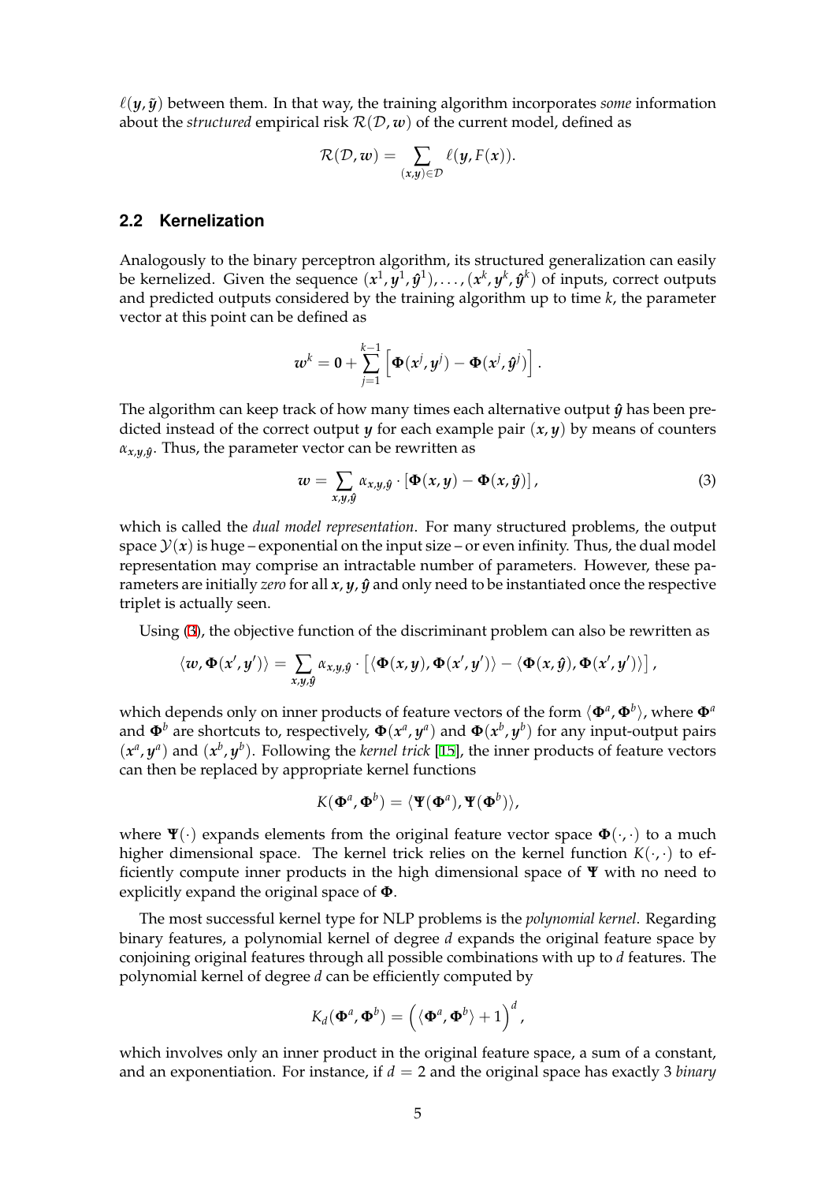$\ell(\boldsymbol{y}, \tilde{\boldsymbol{y}})$ between them. In that way, the training algorithm incorporates *some* information about the *structured* empirical risk $\mathcal{R}(\mathcal{D}, \boldsymbol{w})$ of the current model, defined as

$$\mathcal{R}(\mathcal{D}, \boldsymbol{w}) = \sum_{(\boldsymbol{x},\boldsymbol{y}) \in \mathcal{D}} \ell(\boldsymbol{y}, F(\boldsymbol{x})).$$

### 2.2 Kernelization

Analogously to the binary perceptron algorithm, its structured generalization can easily be kernelized. Given the sequence $(\boldsymbol{x}^1, \boldsymbol{y}^1, \hat{\boldsymbol{y}}^1), \ldots, (\boldsymbol{x}^k, \boldsymbol{y}^k, \hat{\boldsymbol{y}}^k)$ of inputs, correct outputs and predicted outputs considered by the training algorithm up to time $k$, the parameter vector at this point can be defined as

$$\boldsymbol{w}^k = \boldsymbol{0} + \sum_{j=1}^{k-1} \left[ \boldsymbol{\Phi}(\boldsymbol{x}^j, \boldsymbol{y}^j) - \boldsymbol{\Phi}(\boldsymbol{x}^j, \hat{\boldsymbol{y}}^j) \right].$$

The algorithm can keep track of how many times each alternative output $\hat{\boldsymbol{y}}$ has been predicted instead of the correct output $\boldsymbol{y}$ for each example pair $(\boldsymbol{x}, \boldsymbol{y})$ by means of counters $\alpha_{\boldsymbol{x},\boldsymbol{y},\hat{\boldsymbol{y}}}$. Thus, the parameter vector can be rewritten as

$$\boldsymbol{w} = \sum_{\boldsymbol{x},\boldsymbol{y},\hat{\boldsymbol{y}}} \alpha_{\boldsymbol{x},\boldsymbol{y},\hat{\boldsymbol{y}}} \cdot \left[ \boldsymbol{\Phi}(\boldsymbol{x}, \boldsymbol{y}) - \boldsymbol{\Phi}(\boldsymbol{x}, \hat{\boldsymbol{y}}) \right], \tag{3}$$

which is called the *dual model representation*. For many structured problems, the output space $\mathcal{Y}(\boldsymbol{x})$ is huge – exponential on the input size – or even infinity. Thus, the dual model representation may comprise an intractable number of parameters. However, these parameters are initially *zero* for all $\boldsymbol{x}, \boldsymbol{y}, \hat{\boldsymbol{y}}$ and only need to be instantiated once the respective triplet is actually seen.

Using (3), the objective function of the discriminant problem can also be rewritten as

$$\langle \boldsymbol{w}, \boldsymbol{\Phi}(\boldsymbol{x}', \boldsymbol{y}') \rangle = \sum_{\boldsymbol{x},\boldsymbol{y},\hat{\boldsymbol{y}}} \alpha_{\boldsymbol{x},\boldsymbol{y},\hat{\boldsymbol{y}}} \cdot \left[ \langle \boldsymbol{\Phi}(\boldsymbol{x}, \boldsymbol{y}), \boldsymbol{\Phi}(\boldsymbol{x}', \boldsymbol{y}') \rangle - \langle \boldsymbol{\Phi}(\boldsymbol{x}, \hat{\boldsymbol{y}}), \boldsymbol{\Phi}(\boldsymbol{x}', \boldsymbol{y}') \rangle \right],$$

which depends only on inner products of feature vectors of the form $\langle \boldsymbol{\Phi}^a, \boldsymbol{\Phi}^b \rangle$, where $\boldsymbol{\Phi}^a$ and $\boldsymbol{\Phi}^b$ are shortcuts to, respectively, $\boldsymbol{\Phi}(\boldsymbol{x}^a, \boldsymbol{y}^a)$ and $\boldsymbol{\Phi}(\boldsymbol{x}^b, \boldsymbol{y}^b)$ for any input-output pairs $(\boldsymbol{x}^a, \boldsymbol{y}^a)$ and $(\boldsymbol{x}^b, \boldsymbol{y}^b)$. Following the *kernel trick* [15], the inner products of feature vectors can then be replaced by appropriate kernel functions

$$K(\boldsymbol{\Phi}^a, \boldsymbol{\Phi}^b) = \langle \boldsymbol{\Psi}(\boldsymbol{\Phi}^a), \boldsymbol{\Psi}(\boldsymbol{\Phi}^b) \rangle,$$

where $\boldsymbol{\Psi}(\cdot)$ expands elements from the original feature vector space $\boldsymbol{\Phi}(\cdot, \cdot)$ to a much higher dimensional space. The kernel trick relies on the kernel function $K(\cdot, \cdot)$ to efficiently compute inner products in the high dimensional space of $\boldsymbol{\Psi}$ with no need to explicitly expand the original space of $\boldsymbol{\Phi}$.

The most successful kernel type for NLP problems is the *polynomial kernel*. Regarding binary features, a polynomial kernel of degree $d$ expands the original feature space by conjoining original features through all possible combinations with up to $d$ features. The polynomial kernel of degree $d$ can be efficiently computed by

$$K_d(\boldsymbol{\Phi}^a, \boldsymbol{\Phi}^b) = \left( \langle \boldsymbol{\Phi}^a, \boldsymbol{\Phi}^b \rangle + 1 \right)^d,$$

which involves only an inner product in the original feature space, a sum of a constant, and an exponentiation. For instance, if $d = 2$ and the original space has exactly 3 *binary*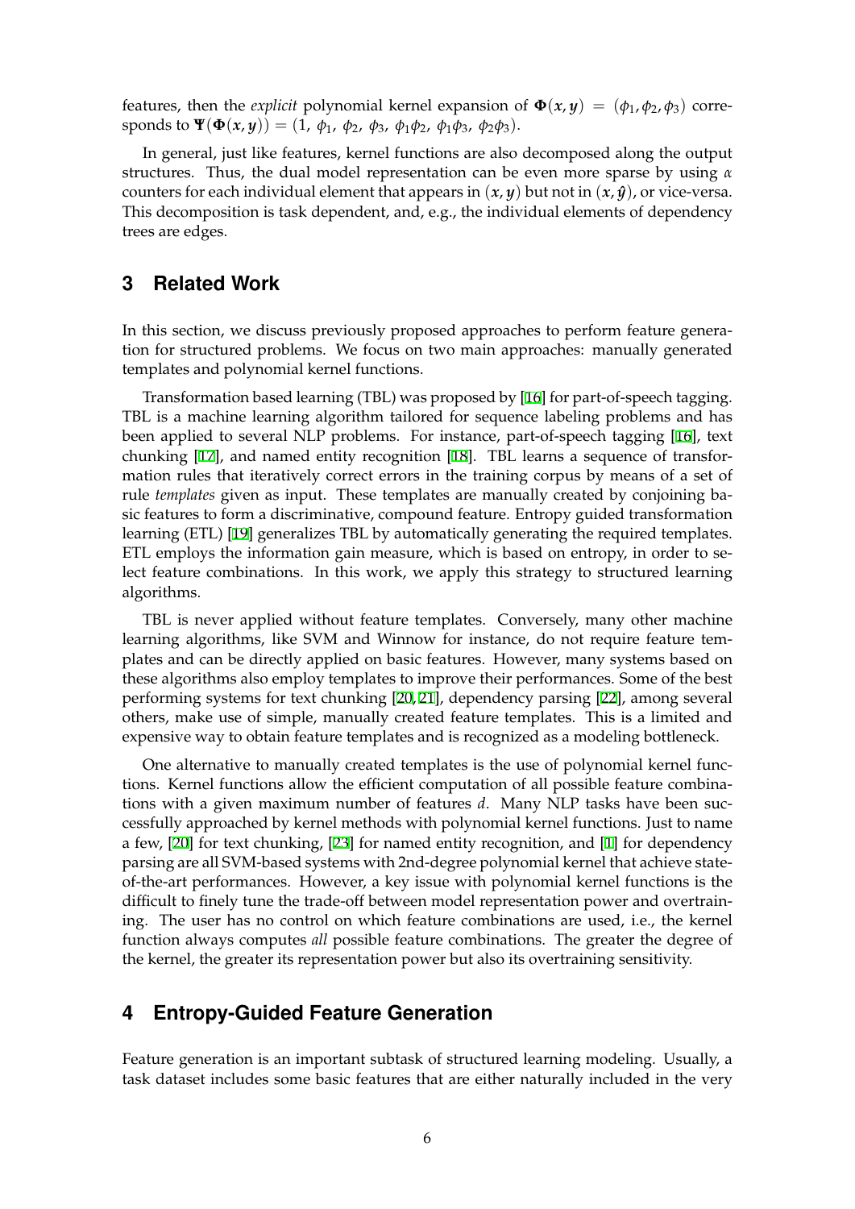features, then the *explicit* polynomial kernel expansion of $\mathbf{\Phi}(\boldsymbol{x}, \boldsymbol{y}) = (\phi_1, \phi_2, \phi_3)$ corresponds to $\mathbf{\Psi}(\mathbf{\Phi}(\boldsymbol{x}, \boldsymbol{y})) = (1,\ \phi_1,\ \phi_2,\ \phi_3,\ \phi_1\phi_2,\ \phi_1\phi_3,\ \phi_2\phi_3)$.

In general, just like features, kernel functions are also decomposed along the output structures. Thus, the dual model representation can be even more sparse by using $\alpha$ counters for each individual element that appears in $(\boldsymbol{x}, \boldsymbol{y})$ but not in $(\boldsymbol{x}, \hat{\boldsymbol{y}})$, or vice-versa. This decomposition is task dependent, and, e.g., the individual elements of dependency trees are edges.

## 3 Related Work

In this section, we discuss previously proposed approaches to perform feature generation for structured problems. We focus on two main approaches: manually generated templates and polynomial kernel functions.

Transformation based learning (TBL) was proposed by [16] for part-of-speech tagging. TBL is a machine learning algorithm tailored for sequence labeling problems and has been applied to several NLP problems. For instance, part-of-speech tagging [16], text chunking [17], and named entity recognition [18]. TBL learns a sequence of transformation rules that iteratively correct errors in the training corpus by means of a set of rule *templates* given as input. These templates are manually created by conjoining basic features to form a discriminative, compound feature. Entropy guided transformation learning (ETL) [19] generalizes TBL by automatically generating the required templates. ETL employs the information gain measure, which is based on entropy, in order to select feature combinations. In this work, we apply this strategy to structured learning algorithms.

TBL is never applied without feature templates. Conversely, many other machine learning algorithms, like SVM and Winnow for instance, do not require feature templates and can be directly applied on basic features. However, many systems based on these algorithms also employ templates to improve their performances. Some of the best performing systems for text chunking [20,21], dependency parsing [22], among several others, make use of simple, manually created feature templates. This is a limited and expensive way to obtain feature templates and is recognized as a modeling bottleneck.

One alternative to manually created templates is the use of polynomial kernel functions. Kernel functions allow the efficient computation of all possible feature combinations with a given maximum number of features $d$. Many NLP tasks have been successfully approached by kernel methods with polynomial kernel functions. Just to name a few, [20] for text chunking, [23] for named entity recognition, and [1] for dependency parsing are all SVM-based systems with 2nd-degree polynomial kernel that achieve state-of-the-art performances. However, a key issue with polynomial kernel functions is the difficult to finely tune the trade-off between model representation power and overtraining. The user has no control on which feature combinations are used, i.e., the kernel function always computes *all* possible feature combinations. The greater the degree of the kernel, the greater its representation power but also its overtraining sensitivity.

## 4 Entropy-Guided Feature Generation

Feature generation is an important subtask of structured learning modeling. Usually, a task dataset includes some basic features that are either naturally included in the very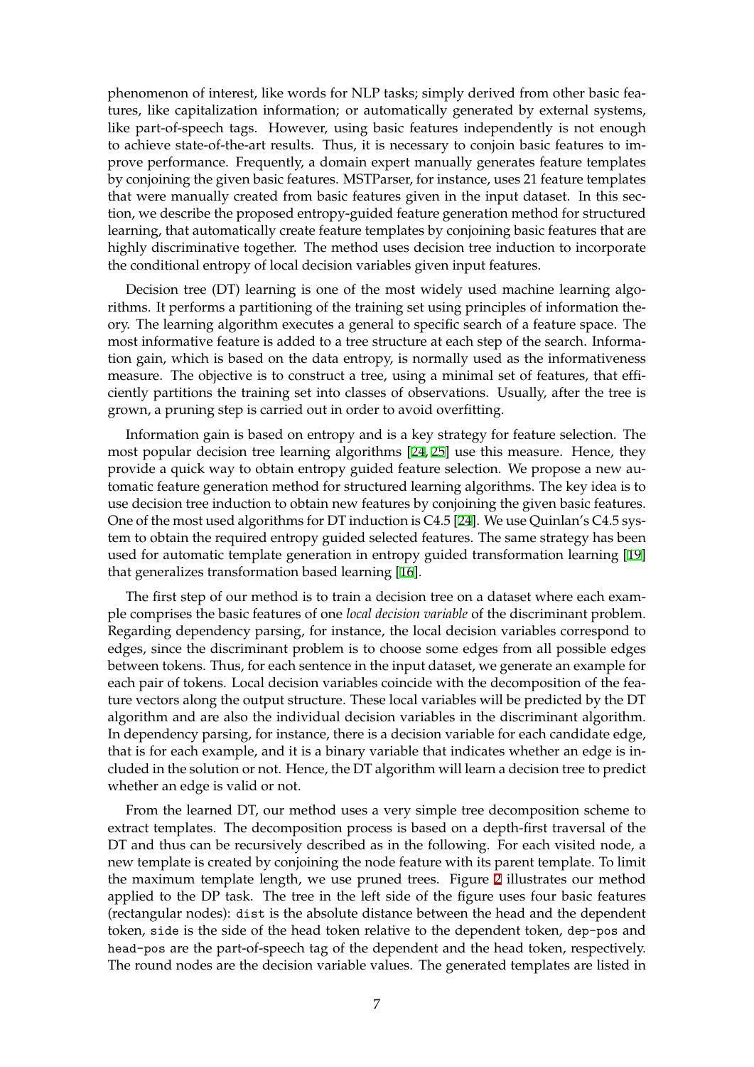phenomenon of interest, like words for NLP tasks; simply derived from other basic features, like capitalization information; or automatically generated by external systems, like part-of-speech tags. However, using basic features independently is not enough to achieve state-of-the-art results. Thus, it is necessary to conjoin basic features to improve performance. Frequently, a domain expert manually generates feature templates by conjoining the given basic features. MSTParser, for instance, uses 21 feature templates that were manually created from basic features given in the input dataset. In this section, we describe the proposed entropy-guided feature generation method for structured learning, that automatically create feature templates by conjoining basic features that are highly discriminative together. The method uses decision tree induction to incorporate the conditional entropy of local decision variables given input features.

Decision tree (DT) learning is one of the most widely used machine learning algorithms. It performs a partitioning of the training set using principles of information theory. The learning algorithm executes a general to specific search of a feature space. The most informative feature is added to a tree structure at each step of the search. Information gain, which is based on the data entropy, is normally used as the informativeness measure. The objective is to construct a tree, using a minimal set of features, that efficiently partitions the training set into classes of observations. Usually, after the tree is grown, a pruning step is carried out in order to avoid overfitting.

Information gain is based on entropy and is a key strategy for feature selection. The most popular decision tree learning algorithms [24, 25] use this measure. Hence, they provide a quick way to obtain entropy guided feature selection. We propose a new automatic feature generation method for structured learning algorithms. The key idea is to use decision tree induction to obtain new features by conjoining the given basic features. One of the most used algorithms for DT induction is C4.5 [24]. We use Quinlan's C4.5 system to obtain the required entropy guided selected features. The same strategy has been used for automatic template generation in entropy guided transformation learning [19] that generalizes transformation based learning [16].

The first step of our method is to train a decision tree on a dataset where each example comprises the basic features of one *local decision variable* of the discriminant problem. Regarding dependency parsing, for instance, the local decision variables correspond to edges, since the discriminant problem is to choose some edges from all possible edges between tokens. Thus, for each sentence in the input dataset, we generate an example for each pair of tokens. Local decision variables coincide with the decomposition of the feature vectors along the output structure. These local variables will be predicted by the DT algorithm and are also the individual decision variables in the discriminant algorithm. In dependency parsing, for instance, there is a decision variable for each candidate edge, that is for each example, and it is a binary variable that indicates whether an edge is included in the solution or not. Hence, the DT algorithm will learn a decision tree to predict whether an edge is valid or not.

From the learned DT, our method uses a very simple tree decomposition scheme to extract templates. The decomposition process is based on a depth-first traversal of the DT and thus can be recursively described as in the following. For each visited node, a new template is created by conjoining the node feature with its parent template. To limit the maximum template length, we use pruned trees. Figure 2 illustrates our method applied to the DP task. The tree in the left side of the figure uses four basic features (rectangular nodes): `dist` is the absolute distance between the head and the dependent token, `side` is the side of the head token relative to the dependent token, `dep-pos` and `head-pos` are the part-of-speech tag of the dependent and the head token, respectively. The round nodes are the decision variable values. The generated templates are listed in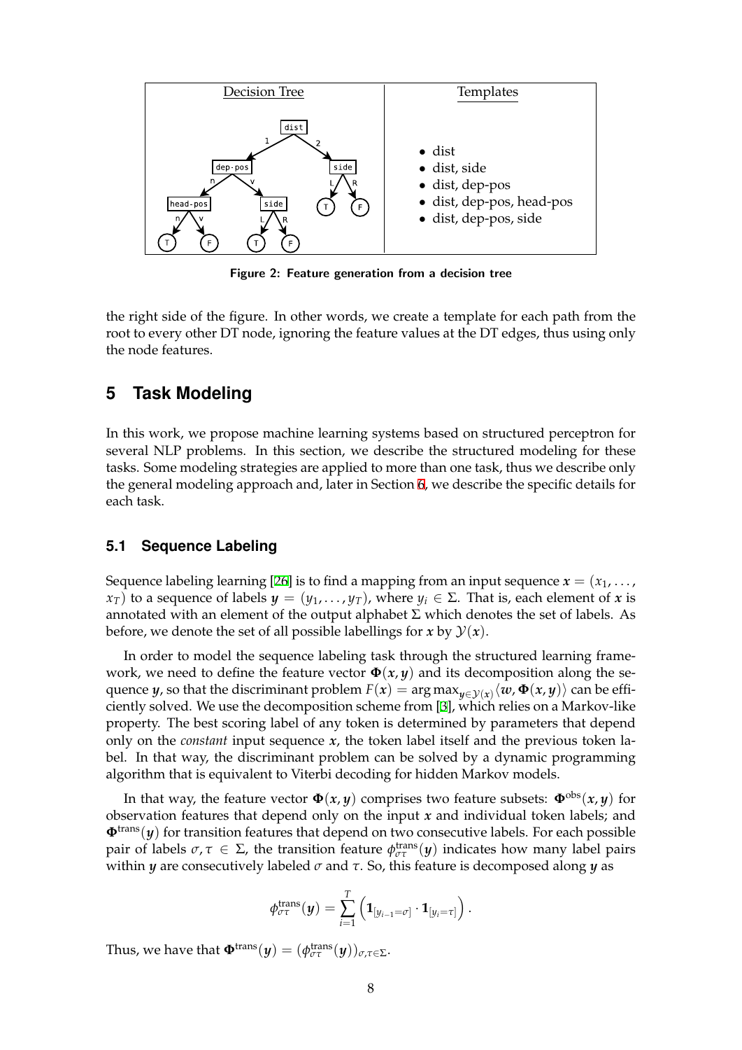| Decision Tree | Templates |
|---|---|
| | • dist<br>• dist, side<br>• dist, dep-pos<br>• dist, dep-pos, head-pos<br>• dist, dep-pos, side |

**Figure 2: Feature generation from a decision tree**

the right side of the figure. In other words, we create a template for each path from the root to every other DT node, ignoring the feature values at the DT edges, thus using only the node features.

## 5 Task Modeling

In this work, we propose machine learning systems based on structured perceptron for several NLP problems. In this section, we describe the structured modeling for these tasks. Some modeling strategies are applied to more than one task, thus we describe only the general modeling approach and, later in Section 6, we describe the specific details for each task.

### 5.1 Sequence Labeling

Sequence labeling learning [26] is to find a mapping from an input sequence $\boldsymbol{x} = (x_1, \ldots, x_T)$ to a sequence of labels $\boldsymbol{y} = (y_1, \ldots, y_T)$, where $y_i \in \Sigma$. That is, each element of $\boldsymbol{x}$ is annotated with an element of the output alphabet $\Sigma$ which denotes the set of labels. As before, we denote the set of all possible labellings for $\boldsymbol{x}$ by $\mathcal{Y}(\boldsymbol{x})$.

In order to model the sequence labeling task through the structured learning framework, we need to define the feature vector $\boldsymbol{\Phi}(\boldsymbol{x}, \boldsymbol{y})$ and its decomposition along the sequence $\boldsymbol{y}$, so that the discriminant problem $F(\boldsymbol{x}) = \arg\max_{\boldsymbol{y} \in \mathcal{Y}(\boldsymbol{x})} \langle \boldsymbol{w}, \boldsymbol{\Phi}(\boldsymbol{x}, \boldsymbol{y}) \rangle$ can be efficiently solved. We use the decomposition scheme from [3], which relies on a Markov-like property. The best scoring label of any token is determined by parameters that depend only on the *constant* input sequence $\boldsymbol{x}$, the token label itself and the previous token label. In that way, the discriminant problem can be solved by a dynamic programming algorithm that is equivalent to Viterbi decoding for hidden Markov models.

In that way, the feature vector $\boldsymbol{\Phi}(\boldsymbol{x}, \boldsymbol{y})$ comprises two feature subsets: $\boldsymbol{\Phi}^{\text{obs}}(\boldsymbol{x}, \boldsymbol{y})$ for observation features that depend only on the input $\boldsymbol{x}$ and individual token labels; and $\boldsymbol{\Phi}^{\text{trans}}(\boldsymbol{y})$ for transition features that depend on two consecutive labels. For each possible pair of labels $\sigma, \tau \in \Sigma$, the transition feature $\phi^{\text{trans}}_{\sigma\tau}(\boldsymbol{y})$ indicates how many label pairs within $\boldsymbol{y}$ are consecutively labeled $\sigma$ and $\tau$. So, this feature is decomposed along $\boldsymbol{y}$ as

$$\phi^{\text{trans}}_{\sigma\tau}(\boldsymbol{y}) = \sum_{i=1}^{T} \left( \mathbf{1}_{[y_{i-1}=\sigma]} \cdot \mathbf{1}_{[y_i=\tau]} \right).$$

Thus, we have that $\boldsymbol{\Phi}^{\text{trans}}(\boldsymbol{y}) = (\phi^{\text{trans}}_{\sigma\tau}(\boldsymbol{y}))_{\sigma,\tau \in \Sigma}$.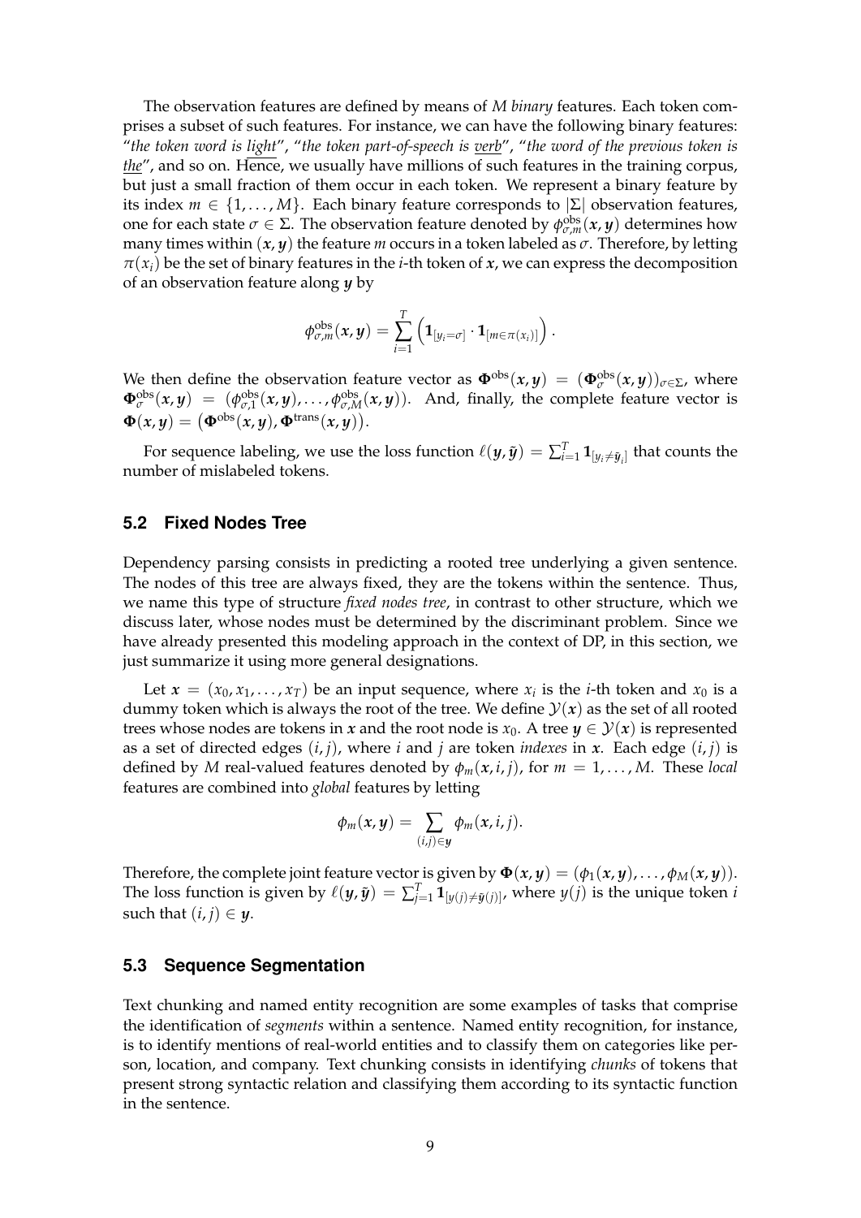The observation features are defined by means of $M$ *binary* features. Each token comprises a subset of such features. For instance, we can have the following binary features: "*the token word is light*", "*the token part-of-speech is verb*", "*the word of the previous token is the*", and so on. Hence, we usually have millions of such features in the training corpus, but just a small fraction of them occur in each token. We represent a binary feature by its index $m \in \{1, \ldots, M\}$. Each binary feature corresponds to $|\Sigma|$ observation features, one for each state $\sigma \in \Sigma$. The observation feature denoted by $\phi^{\text{obs}}_{\sigma,m}(\boldsymbol{x}, \boldsymbol{y})$ determines how many times within $(\boldsymbol{x}, \boldsymbol{y})$ the feature $m$ occurs in a token labeled as $\sigma$. Therefore, by letting $\pi(x_i)$ be the set of binary features in the $i$-th token of $\boldsymbol{x}$, we can express the decomposition of an observation feature along $\boldsymbol{y}$ by

$$\phi^{\text{obs}}_{\sigma,m}(\boldsymbol{x}, \boldsymbol{y}) = \sum_{i=1}^{T} \left( \mathbf{1}_{[y_i = \sigma]} \cdot \mathbf{1}_{[m \in \pi(x_i)]} \right).$$

We then define the observation feature vector as $\boldsymbol{\Phi}^{\text{obs}}(\boldsymbol{x}, \boldsymbol{y}) = (\boldsymbol{\Phi}^{\text{obs}}_{\sigma}(\boldsymbol{x}, \boldsymbol{y}))_{\sigma \in \Sigma}$, where $\boldsymbol{\Phi}^{\text{obs}}_{\sigma}(\boldsymbol{x}, \boldsymbol{y}) = (\phi^{\text{obs}}_{\sigma,1}(\boldsymbol{x}, \boldsymbol{y}), \ldots, \phi^{\text{obs}}_{\sigma,M}(\boldsymbol{x}, \boldsymbol{y}))$. And, finally, the complete feature vector is $\boldsymbol{\Phi}(\boldsymbol{x}, \boldsymbol{y}) = \left(\boldsymbol{\Phi}^{\text{obs}}(\boldsymbol{x}, \boldsymbol{y}), \boldsymbol{\Phi}^{\text{trans}}(\boldsymbol{x}, \boldsymbol{y})\right)$.

For sequence labeling, we use the loss function $\ell(\boldsymbol{y}, \tilde{\boldsymbol{y}}) = \sum_{i=1}^{T} \mathbf{1}_{[y_i \neq \tilde{y}_i]}$ that counts the number of mislabeled tokens.

### 5.2 Fixed Nodes Tree

Dependency parsing consists in predicting a rooted tree underlying a given sentence. The nodes of this tree are always fixed, they are the tokens within the sentence. Thus, we name this type of structure *fixed nodes tree*, in contrast to other structure, which we discuss later, whose nodes must be determined by the discriminant problem. Since we have already presented this modeling approach in the context of DP, in this section, we just summarize it using more general designations.

Let $\boldsymbol{x} = (x_0, x_1, \ldots, x_T)$ be an input sequence, where $x_i$ is the $i$-th token and $x_0$ is a dummy token which is always the root of the tree. We define $\mathcal{Y}(\boldsymbol{x})$ as the set of all rooted trees whose nodes are tokens in $\boldsymbol{x}$ and the root node is $x_0$. A tree $\boldsymbol{y} \in \mathcal{Y}(\boldsymbol{x})$ is represented as a set of directed edges $(i, j)$, where $i$ and $j$ are token *indexes* in $\boldsymbol{x}$. Each edge $(i, j)$ is defined by $M$ real-valued features denoted by $\phi_m(\boldsymbol{x}, i, j)$, for $m = 1, \ldots, M$. These *local* features are combined into *global* features by letting

$$\phi_m(\boldsymbol{x}, \boldsymbol{y}) = \sum_{(i,j) \in \boldsymbol{y}} \phi_m(\boldsymbol{x}, i, j).$$

Therefore, the complete joint feature vector is given by $\boldsymbol{\Phi}(\boldsymbol{x}, \boldsymbol{y}) = (\phi_1(\boldsymbol{x}, \boldsymbol{y}), \ldots, \phi_M(\boldsymbol{x}, \boldsymbol{y}))$. The loss function is given by $\ell(\boldsymbol{y}, \tilde{\boldsymbol{y}}) = \sum_{j=1}^{T} \mathbf{1}_{[y(j) \neq \tilde{y}(j)]}$, where $y(j)$ is the unique token $i$ such that $(i, j) \in \boldsymbol{y}$.

### 5.3 Sequence Segmentation

Text chunking and named entity recognition are some examples of tasks that comprise the identification of *segments* within a sentence. Named entity recognition, for instance, is to identify mentions of real-world entities and to classify them on categories like person, location, and company. Text chunking consists in identifying *chunks* of tokens that present strong syntactic relation and classifying them according to its syntactic function in the sentence.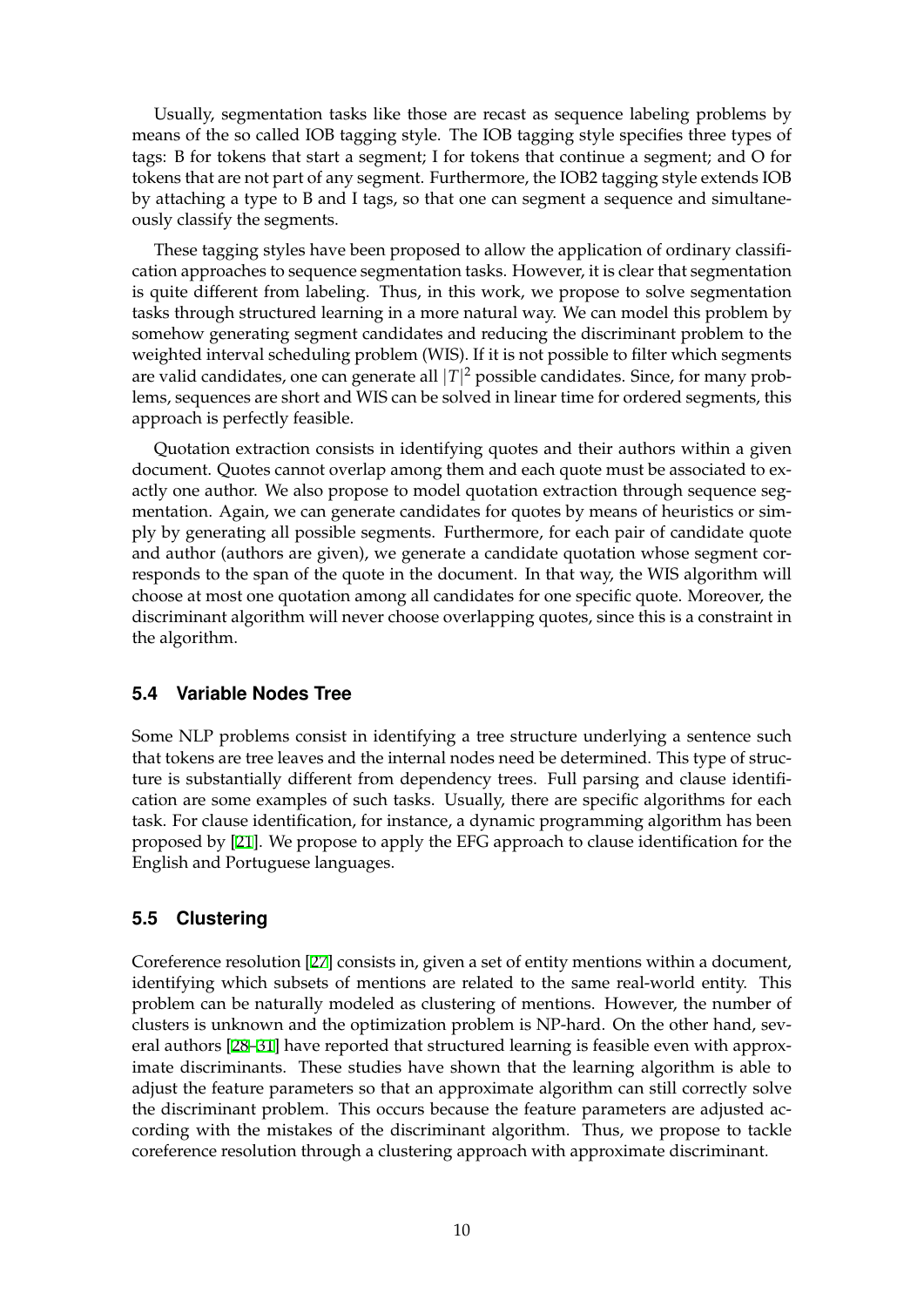Usually, segmentation tasks like those are recast as sequence labeling problems by means of the so called IOB tagging style. The IOB tagging style specifies three types of tags: B for tokens that start a segment; I for tokens that continue a segment; and O for tokens that are not part of any segment. Furthermore, the IOB2 tagging style extends IOB by attaching a type to B and I tags, so that one can segment a sequence and simultaneously classify the segments.

These tagging styles have been proposed to allow the application of ordinary classification approaches to sequence segmentation tasks. However, it is clear that segmentation is quite different from labeling. Thus, in this work, we propose to solve segmentation tasks through structured learning in a more natural way. We can model this problem by somehow generating segment candidates and reducing the discriminant problem to the weighted interval scheduling problem (WIS). If it is not possible to filter which segments are valid candidates, one can generate all $|T|^2$ possible candidates. Since, for many problems, sequences are short and WIS can be solved in linear time for ordered segments, this approach is perfectly feasible.

Quotation extraction consists in identifying quotes and their authors within a given document. Quotes cannot overlap among them and each quote must be associated to exactly one author. We also propose to model quotation extraction through sequence segmentation. Again, we can generate candidates for quotes by means of heuristics or simply by generating all possible segments. Furthermore, for each pair of candidate quote and author (authors are given), we generate a candidate quotation whose segment corresponds to the span of the quote in the document. In that way, the WIS algorithm will choose at most one quotation among all candidates for one specific quote. Moreover, the discriminant algorithm will never choose overlapping quotes, since this is a constraint in the algorithm.

### 5.4 Variable Nodes Tree

Some NLP problems consist in identifying a tree structure underlying a sentence such that tokens are tree leaves and the internal nodes need be determined. This type of structure is substantially different from dependency trees. Full parsing and clause identification are some examples of such tasks. Usually, there are specific algorithms for each task. For clause identification, for instance, a dynamic programming algorithm has been proposed by [21]. We propose to apply the EFG approach to clause identification for the English and Portuguese languages.

### 5.5 Clustering

Coreference resolution [27] consists in, given a set of entity mentions within a document, identifying which subsets of mentions are related to the same real-world entity. This problem can be naturally modeled as clustering of mentions. However, the number of clusters is unknown and the optimization problem is NP-hard. On the other hand, several authors [28–31] have reported that structured learning is feasible even with approximate discriminants. These studies have shown that the learning algorithm is able to adjust the feature parameters so that an approximate algorithm can still correctly solve the discriminant problem. This occurs because the feature parameters are adjusted according with the mistakes of the discriminant algorithm. Thus, we propose to tackle coreference resolution through a clustering approach with approximate discriminant.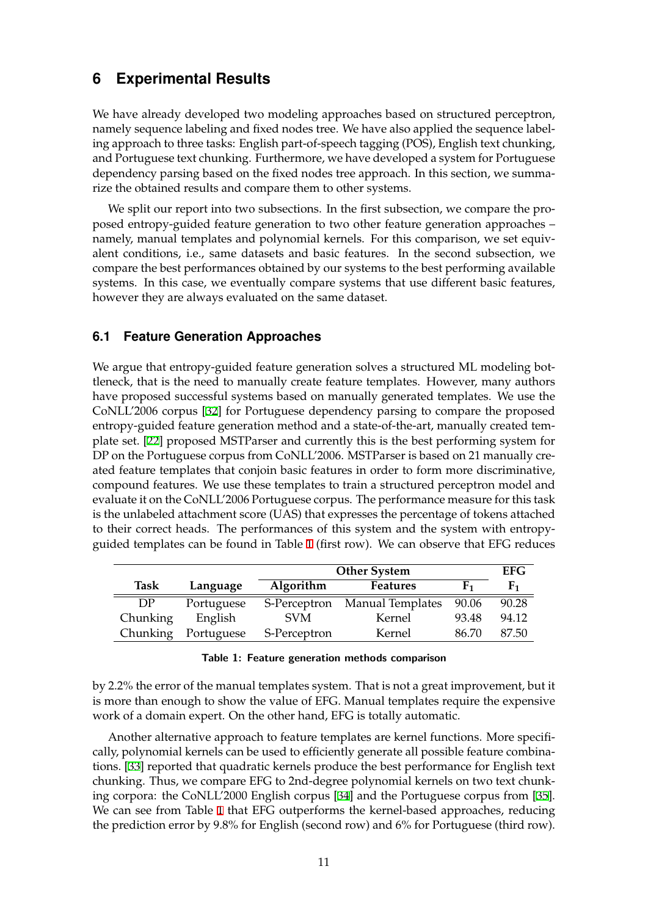## 6 Experimental Results

We have already developed two modeling approaches based on structured perceptron, namely sequence labeling and fixed nodes tree. We have also applied the sequence labeling approach to three tasks: English part-of-speech tagging (POS), English text chunking, and Portuguese text chunking. Furthermore, we have developed a system for Portuguese dependency parsing based on the fixed nodes tree approach. In this section, we summarize the obtained results and compare them to other systems.

We split our report into two subsections. In the first subsection, we compare the proposed entropy-guided feature generation to two other feature generation approaches – namely, manual templates and polynomial kernels. For this comparison, we set equivalent conditions, i.e., same datasets and basic features. In the second subsection, we compare the best performances obtained by our systems to the best performing available systems. In this case, we eventually compare systems that use different basic features, however they are always evaluated on the same dataset.

### 6.1 Feature Generation Approaches

We argue that entropy-guided feature generation solves a structured ML modeling bottleneck, that is the need to manually create feature templates. However, many authors have proposed successful systems based on manually generated templates. We use the CoNLL'2006 corpus [32] for Portuguese dependency parsing to compare the proposed entropy-guided feature generation method and a state-of-the-art, manually created template set. [22] proposed MSTParser and currently this is the best performing system for DP on the Portuguese corpus from CoNLL'2006. MSTParser is based on 21 manually created feature templates that conjoin basic features in order to form more discriminative, compound features. We use these templates to train a structured perceptron model and evaluate it on the CoNLL'2006 Portuguese corpus. The performance measure for this task is the unlabeled attachment score (UAS) that expresses the percentage of tokens attached to their correct heads. The performances of this system and the system with entropy-guided templates can be found in Table 1 (first row). We can observe that EFG reduces by 2.2% the error of the manual templates system. That is not a great improvement, but it is more than enough to show the value of EFG. Manual templates require the expensive work of a domain expert. On the other hand, EFG is totally automatic.

| | | Other System | | | EFG |
|---|---|---|---|---|---|
| **Task** | **Language** | **Algorithm** | **Features** | $\mathbf{F_1}$ | $\mathbf{F_1}$ |
| DP | Portuguese | S-Perceptron | Manual Templates | 90.06 | 90.28 |
| Chunking | English | SVM | Kernel | 93.48 | 94.12 |
| Chunking | Portuguese | S-Perceptron | Kernel | 86.70 | 87.50 |

**Table 1: Feature generation methods comparison**

Another alternative approach to feature templates are kernel functions. More specifically, polynomial kernels can be used to efficiently generate all possible feature combinations. [33] reported that quadratic kernels produce the best performance for English text chunking. Thus, we compare EFG to 2nd-degree polynomial kernels on two text chunking corpora: the CoNLL'2000 English corpus [34] and the Portuguese corpus from [35]. We can see from Table 1 that EFG outperforms the kernel-based approaches, reducing the prediction error by 9.8% for English (second row) and 6% for Portuguese (third row).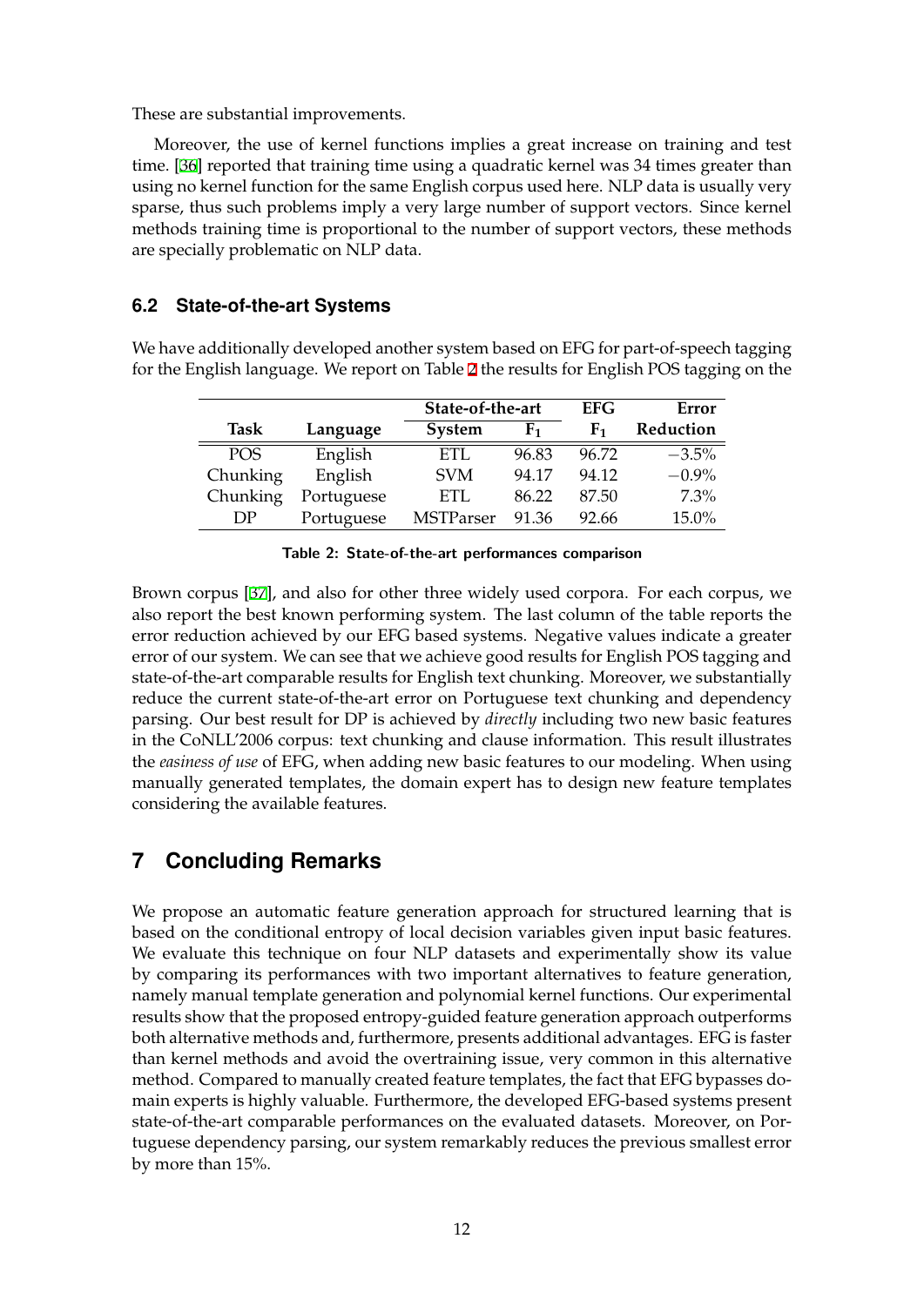These are substantial improvements.

Moreover, the use of kernel functions implies a great increase on training and test time. [36] reported that training time using a quadratic kernel was 34 times greater than using no kernel function for the same English corpus used here. NLP data is usually very sparse, thus such problems imply a very large number of support vectors. Since kernel methods training time is proportional to the number of support vectors, these methods are specially problematic on NLP data.

### 6.2 State-of-the-art Systems

We have additionally developed another system based on EFG for part-of-speech tagging for the English language. We report on Table 2 the results for English POS tagging on the Brown corpus [37], and also for other three widely used corpora. For each corpus, we also report the best known performing system. The last column of the table reports the error reduction achieved by our EFG based systems. Negative values indicate a greater error of our system. We can see that we achieve good results for English POS tagging and state-of-the-art comparable results for English text chunking. Moreover, we substantially reduce the current state-of-the-art error on Portuguese text chunking and dependency parsing. Our best result for DP is achieved by *directly* including two new basic features in the CoNLL'2006 corpus: text chunking and clause information. This result illustrates the *easiness of use* of EFG, when adding new basic features to our modeling. When using manually generated templates, the domain expert has to design new feature templates considering the available features.

| | | State-of-the-art | | EFG | Error |
|---|---|---|---|---|---|
| **Task** | **Language** | **System** | $F_1$ | $F_1$ | **Reduction** |
| POS | English | ETL | 96.83 | 96.72 | $-3.5\%$ |
| Chunking | English | SVM | 94.17 | 94.12 | $-0.9\%$ |
| Chunking | Portuguese | ETL | 86.22 | 87.50 | 7.3% |
| DP | Portuguese | MSTParser | 91.36 | 92.66 | 15.0% |

**Table 2: State-of-the-art performances comparison**

## 7 Concluding Remarks

We propose an automatic feature generation approach for structured learning that is based on the conditional entropy of local decision variables given input basic features. We evaluate this technique on four NLP datasets and experimentally show its value by comparing its performances with two important alternatives to feature generation, namely manual template generation and polynomial kernel functions. Our experimental results show that the proposed entropy-guided feature generation approach outperforms both alternative methods and, furthermore, presents additional advantages. EFG is faster than kernel methods and avoid the overtraining issue, very common in this alternative method. Compared to manually created feature templates, the fact that EFG bypasses domain experts is highly valuable. Furthermore, the developed EFG-based systems present state-of-the-art comparable performances on the evaluated datasets. Moreover, on Portuguese dependency parsing, our system remarkably reduces the previous smallest error by more than 15%.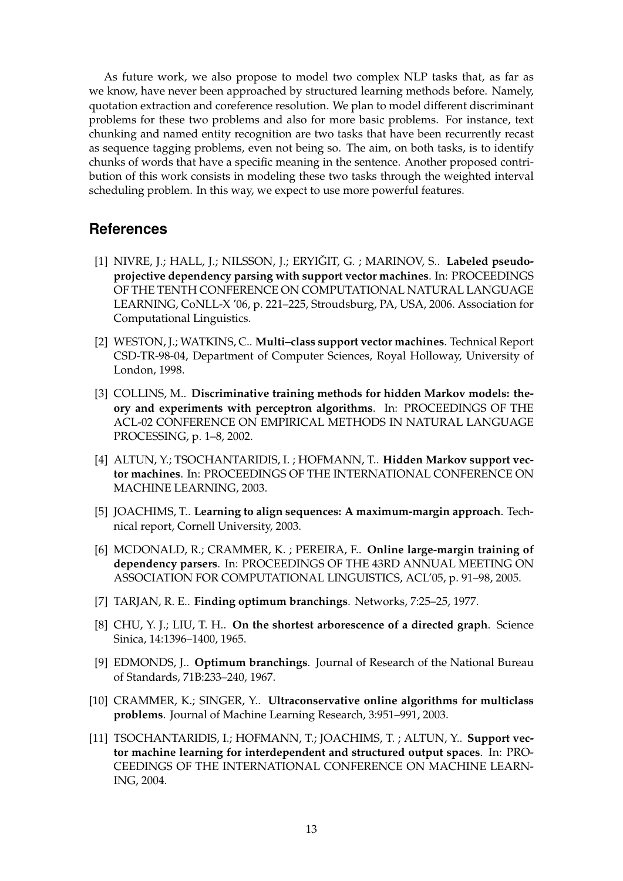As future work, we also propose to model two complex NLP tasks that, as far as we know, have never been approached by structured learning methods before. Namely, quotation extraction and coreference resolution. We plan to model different discriminant problems for these two problems and also for more basic problems. For instance, text chunking and named entity recognition are two tasks that have been recurrently recast as sequence tagging problems, even not being so. The aim, on both tasks, is to identify chunks of words that have a specific meaning in the sentence. Another proposed contribution of this work consists in modeling these two tasks through the weighted interval scheduling problem. In this way, we expect to use more powerful features.

## References

[1] NIVRE, J.; HALL, J.; NILSSON, J.; ERYIĞIT, G. ; MARINOV, S.. **Labeled pseudo-projective dependency parsing with support vector machines**. In: PROCEEDINGS OF THE TENTH CONFERENCE ON COMPUTATIONAL NATURAL LANGUAGE LEARNING, CoNLL-X '06, p. 221–225, Stroudsburg, PA, USA, 2006. Association for Computational Linguistics.

[2] WESTON, J.; WATKINS, C.. **Multi–class support vector machines**. Technical Report CSD-TR-98-04, Department of Computer Sciences, Royal Holloway, University of London, 1998.

[3] COLLINS, M.. **Discriminative training methods for hidden Markov models: theory and experiments with perceptron algorithms**. In: PROCEEDINGS OF THE ACL-02 CONFERENCE ON EMPIRICAL METHODS IN NATURAL LANGUAGE PROCESSING, p. 1–8, 2002.

[4] ALTUN, Y.; TSOCHANTARIDIS, I. ; HOFMANN, T.. **Hidden Markov support vector machines**. In: PROCEEDINGS OF THE INTERNATIONAL CONFERENCE ON MACHINE LEARNING, 2003.

[5] JOACHIMS, T.. **Learning to align sequences: A maximum-margin approach**. Technical report, Cornell University, 2003.

[6] MCDONALD, R.; CRAMMER, K. ; PEREIRA, F.. **Online large-margin training of dependency parsers**. In: PROCEEDINGS OF THE 43RD ANNUAL MEETING ON ASSOCIATION FOR COMPUTATIONAL LINGUISTICS, ACL'05, p. 91–98, 2005.

[7] TARJAN, R. E.. **Finding optimum branchings**. Networks, 7:25–25, 1977.

[8] CHU, Y. J.; LIU, T. H.. **On the shortest arborescence of a directed graph**. Science Sinica, 14:1396–1400, 1965.

[9] EDMONDS, J.. **Optimum branchings**. Journal of Research of the National Bureau of Standards, 71B:233–240, 1967.

[10] CRAMMER, K.; SINGER, Y.. **Ultraconservative online algorithms for multiclass problems**. Journal of Machine Learning Research, 3:951–991, 2003.

[11] TSOCHANTARIDIS, I.; HOFMANN, T.; JOACHIMS, T. ; ALTUN, Y.. **Support vector machine learning for interdependent and structured output spaces**. In: PROCEEDINGS OF THE INTERNATIONAL CONFERENCE ON MACHINE LEARNING, 2004.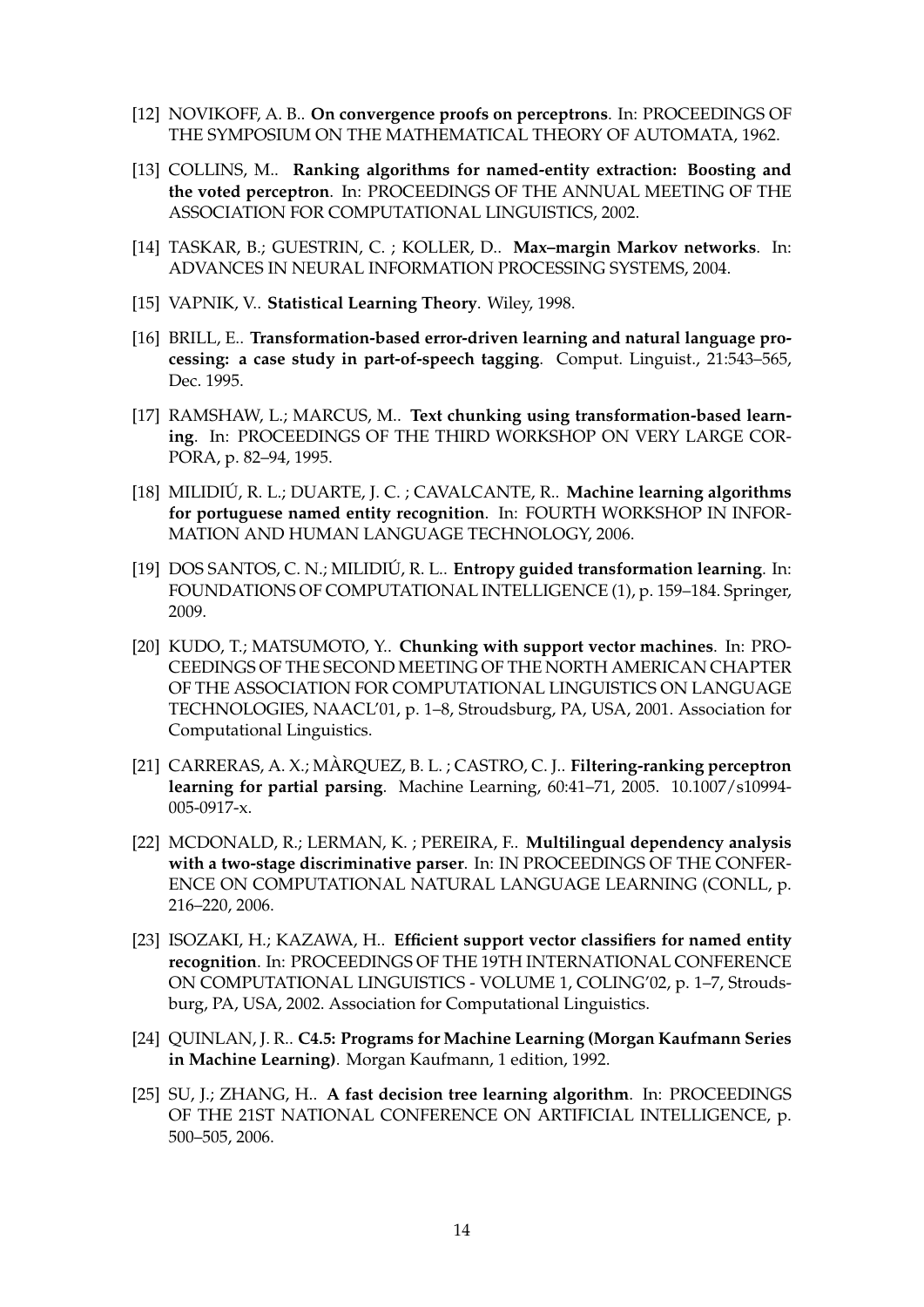[12] NOVIKOFF, A. B.. **On convergence proofs on perceptrons**. In: PROCEEDINGS OF THE SYMPOSIUM ON THE MATHEMATICAL THEORY OF AUTOMATA, 1962.

[13] COLLINS, M.. **Ranking algorithms for named-entity extraction: Boosting and the voted perceptron**. In: PROCEEDINGS OF THE ANNUAL MEETING OF THE ASSOCIATION FOR COMPUTATIONAL LINGUISTICS, 2002.

[14] TASKAR, B.; GUESTRIN, C. ; KOLLER, D.. **Max–margin Markov networks**. In: ADVANCES IN NEURAL INFORMATION PROCESSING SYSTEMS, 2004.

[15] VAPNIK, V.. **Statistical Learning Theory**. Wiley, 1998.

[16] BRILL, E.. **Transformation-based error-driven learning and natural language processing: a case study in part-of-speech tagging**. Comput. Linguist., 21:543–565, Dec. 1995.

[17] RAMSHAW, L.; MARCUS, M.. **Text chunking using transformation-based learning**. In: PROCEEDINGS OF THE THIRD WORKSHOP ON VERY LARGE CORPORA, p. 82–94, 1995.

[18] MILIDIÚ, R. L.; DUARTE, J. C. ; CAVALCANTE, R.. **Machine learning algorithms for portuguese named entity recognition**. In: FOURTH WORKSHOP IN INFORMATION AND HUMAN LANGUAGE TECHNOLOGY, 2006.

[19] DOS SANTOS, C. N.; MILIDIÚ, R. L.. **Entropy guided transformation learning**. In: FOUNDATIONS OF COMPUTATIONAL INTELLIGENCE (1), p. 159–184. Springer, 2009.

[20] KUDO, T.; MATSUMOTO, Y.. **Chunking with support vector machines**. In: PROCEEDINGS OF THE SECOND MEETING OF THE NORTH AMERICAN CHAPTER OF THE ASSOCIATION FOR COMPUTATIONAL LINGUISTICS ON LANGUAGE TECHNOLOGIES, NAACL'01, p. 1–8, Stroudsburg, PA, USA, 2001. Association for Computational Linguistics.

[21] CARRERAS, A. X.; MÀRQUEZ, B. L. ; CASTRO, C. J.. **Filtering-ranking perceptron learning for partial parsing**. Machine Learning, 60:41–71, 2005. 10.1007/s10994-005-0917-x.

[22] MCDONALD, R.; LERMAN, K. ; PEREIRA, F.. **Multilingual dependency analysis with a two-stage discriminative parser**. In: IN PROCEEDINGS OF THE CONFERENCE ON COMPUTATIONAL NATURAL LANGUAGE LEARNING (CONLL, p. 216–220, 2006.

[23] ISOZAKI, H.; KAZAWA, H.. **Efficient support vector classifiers for named entity recognition**. In: PROCEEDINGS OF THE 19TH INTERNATIONAL CONFERENCE ON COMPUTATIONAL LINGUISTICS - VOLUME 1, COLING'02, p. 1–7, Stroudsburg, PA, USA, 2002. Association for Computational Linguistics.

[24] QUINLAN, J. R.. **C4.5: Programs for Machine Learning (Morgan Kaufmann Series in Machine Learning)**. Morgan Kaufmann, 1 edition, 1992.

[25] SU, J.; ZHANG, H.. **A fast decision tree learning algorithm**. In: PROCEEDINGS OF THE 21ST NATIONAL CONFERENCE ON ARTIFICIAL INTELLIGENCE, p. 500–505, 2006.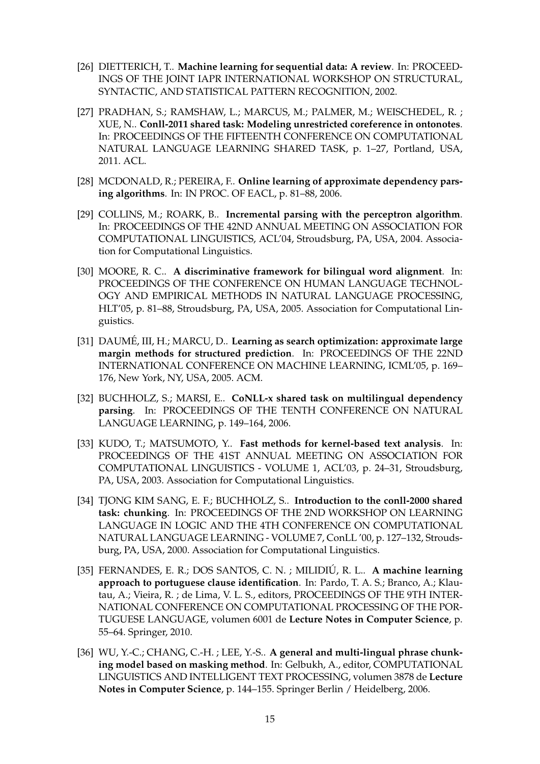[26] DIETTERICH, T.. **Machine learning for sequential data: A review**. In: PROCEEDINGS OF THE JOINT IAPR INTERNATIONAL WORKSHOP ON STRUCTURAL, SYNTACTIC, AND STATISTICAL PATTERN RECOGNITION, 2002.

[27] PRADHAN, S.; RAMSHAW, L.; MARCUS, M.; PALMER, M.; WEISCHEDEL, R. ; XUE, N.. **Conll-2011 shared task: Modeling unrestricted coreference in ontonotes**. In: PROCEEDINGS OF THE FIFTEENTH CONFERENCE ON COMPUTATIONAL NATURAL LANGUAGE LEARNING SHARED TASK, p. 1–27, Portland, USA, 2011. ACL.

[28] MCDONALD, R.; PEREIRA, F.. **Online learning of approximate dependency parsing algorithms**. In: IN PROC. OF EACL, p. 81–88, 2006.

[29] COLLINS, M.; ROARK, B.. **Incremental parsing with the perceptron algorithm**. In: PROCEEDINGS OF THE 42ND ANNUAL MEETING ON ASSOCIATION FOR COMPUTATIONAL LINGUISTICS, ACL'04, Stroudsburg, PA, USA, 2004. Association for Computational Linguistics.

[30] MOORE, R. C.. **A discriminative framework for bilingual word alignment**. In: PROCEEDINGS OF THE CONFERENCE ON HUMAN LANGUAGE TECHNOLOGY AND EMPIRICAL METHODS IN NATURAL LANGUAGE PROCESSING, HLT'05, p. 81–88, Stroudsburg, PA, USA, 2005. Association for Computational Linguistics.

[31] DAUMÉ, III, H.; MARCU, D.. **Learning as search optimization: approximate large margin methods for structured prediction**. In: PROCEEDINGS OF THE 22ND INTERNATIONAL CONFERENCE ON MACHINE LEARNING, ICML'05, p. 169–176, New York, NY, USA, 2005. ACM.

[32] BUCHHOLZ, S.; MARSI, E.. **CoNLL-x shared task on multilingual dependency parsing**. In: PROCEEDINGS OF THE TENTH CONFERENCE ON NATURAL LANGUAGE LEARNING, p. 149–164, 2006.

[33] KUDO, T.; MATSUMOTO, Y.. **Fast methods for kernel-based text analysis**. In: PROCEEDINGS OF THE 41ST ANNUAL MEETING ON ASSOCIATION FOR COMPUTATIONAL LINGUISTICS - VOLUME 1, ACL'03, p. 24–31, Stroudsburg, PA, USA, 2003. Association for Computational Linguistics.

[34] TJONG KIM SANG, E. F.; BUCHHOLZ, S.. **Introduction to the conll-2000 shared task: chunking**. In: PROCEEDINGS OF THE 2ND WORKSHOP ON LEARNING LANGUAGE IN LOGIC AND THE 4TH CONFERENCE ON COMPUTATIONAL NATURAL LANGUAGE LEARNING - VOLUME 7, ConLL '00, p. 127–132, Stroudsburg, PA, USA, 2000. Association for Computational Linguistics.

[35] FERNANDES, E. R.; DOS SANTOS, C. N. ; MILIDIÚ, R. L.. **A machine learning approach to portuguese clause identification**. In: Pardo, T. A. S.; Branco, A.; Klautau, A.; Vieira, R. ; de Lima, V. L. S., editors, PROCEEDINGS OF THE 9TH INTERNATIONAL CONFERENCE ON COMPUTATIONAL PROCESSING OF THE PORTUGUESE LANGUAGE, volumen 6001 de **Lecture Notes in Computer Science**, p. 55–64. Springer, 2010.

[36] WU, Y.-C.; CHANG, C.-H. ; LEE, Y.-S.. **A general and multi-lingual phrase chunking model based on masking method**. In: Gelbukh, A., editor, COMPUTATIONAL LINGUISTICS AND INTELLIGENT TEXT PROCESSING, volumen 3878 de **Lecture Notes in Computer Science**, p. 144–155. Springer Berlin / Heidelberg, 2006.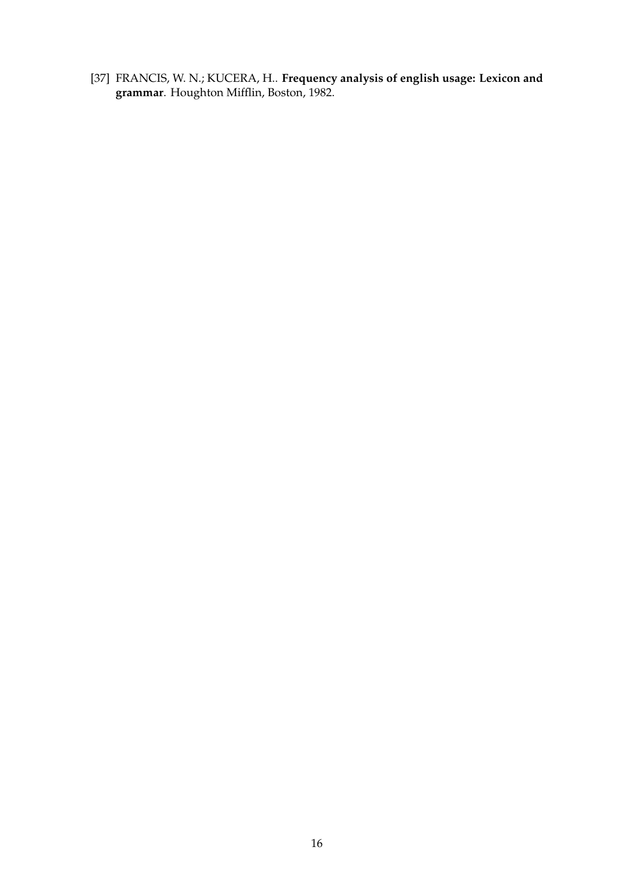[37] FRANCIS, W. N.; KUCERA, H.. **Frequency analysis of english usage: Lexicon and grammar**. Houghton Mifflin, Boston, 1982.